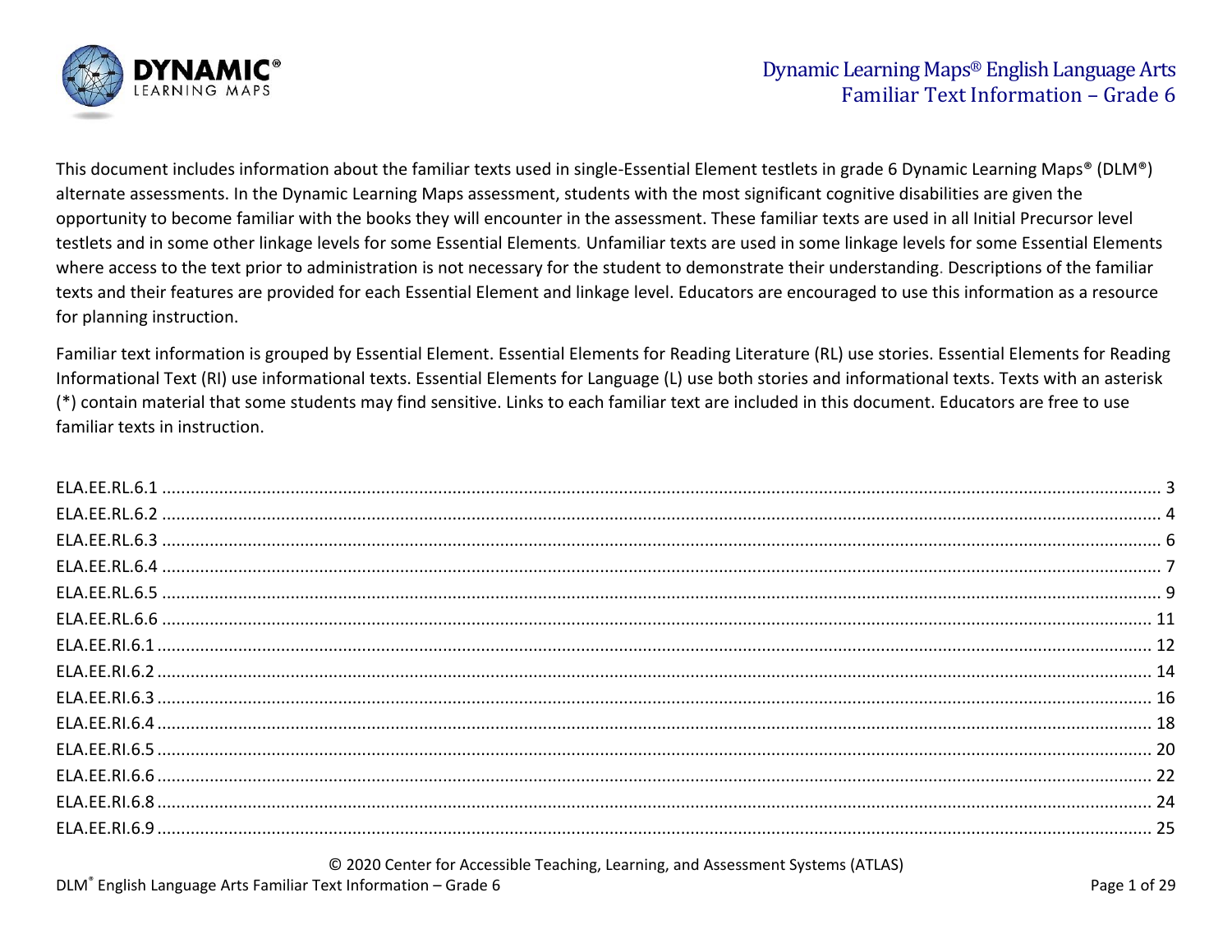# Dynamic Learning Maps® English Language Arts Familiar Text Information – Grade 6

This document includes information about the familiar texts used in single-Essential Element testlets in grade 6 Dynamic Learning Maps® (DLM®) alternate assessments. In the Dynamic Learning Maps assessment, students with the most significant cognitive disabilities are given the opportunity to become familiar with the books they will encounter in the assessment. These familiar texts are used in all Initial Precursor level testlets and in some other linkage levels for some Essential Elements. Unfamiliar texts are used in some linkage levels for some Essential Elements where access to the text prior to administration is not necessary for the student to demonstrate their understanding. Descriptions of the familiar texts and their features are provided for each Essential Element and linkage level. Educators are encouraged to use this information as a resource for planning instruction.

Familiar text information is grouped by Essential Element. Essential Elements for Reading Literature (RL) use stories. Essential Elements for Reading Informational Text (RI) use informational texts. Essential Elements for Language (L) use both stories and informational texts. Texts with an asterisk (*) contain material that some students may find sensitive. Links to each familiar text are included in this document. Educators are free to use familiar texts in instruction.

ELA.EE.RL.6.1 ........ 3
ELA.EE.RL.6.2 ........ 4
ELA.EE.RL.6.3 ........ 6
ELA.EE.RL.6.4 ........ 7
ELA.EE.RL.6.5 ........ 9
ELA.EE.RL.6.6 ........ 11
ELA.EE.RI.6.1 ........ 12
ELA.EE.RI.6.2 ........ 14
ELA.EE.RI.6.3 ........ 16
ELA.EE.RI.6.4 ........ 18
ELA.EE.RI.6.5 ........ 20
ELA.EE.RI.6.6 ........ 22
ELA.EE.RI.6.8 ........ 24
ELA.EE.RI.6.9 ........ 25

© 2020 Center for Accessible Teaching, Learning, and Assessment Systems (ATLAS)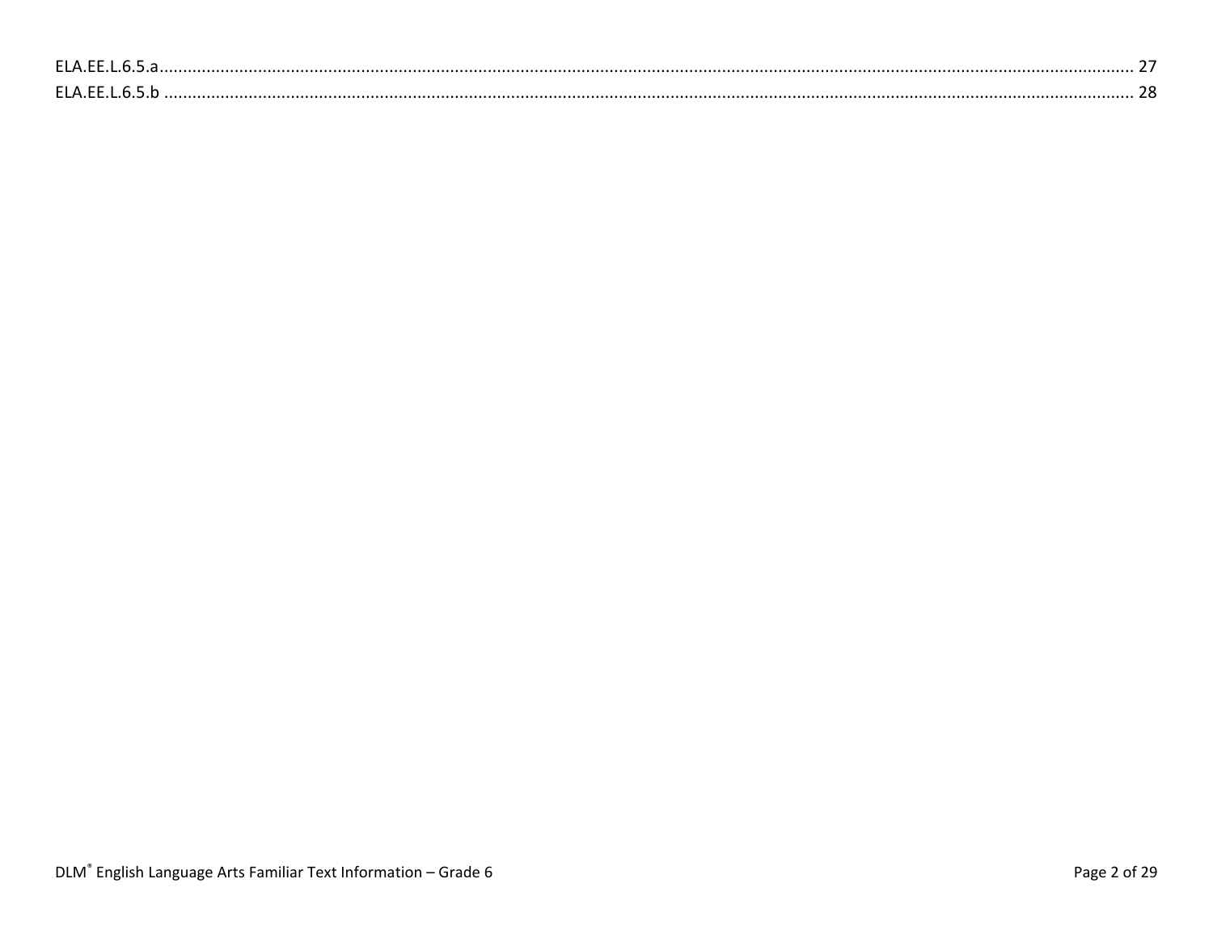ELA.EE.L.6.5.a ........................................................................................................................................................................................................ 27
ELA.EE.L.6.5.b ........................................................................................................................................................................................................ 28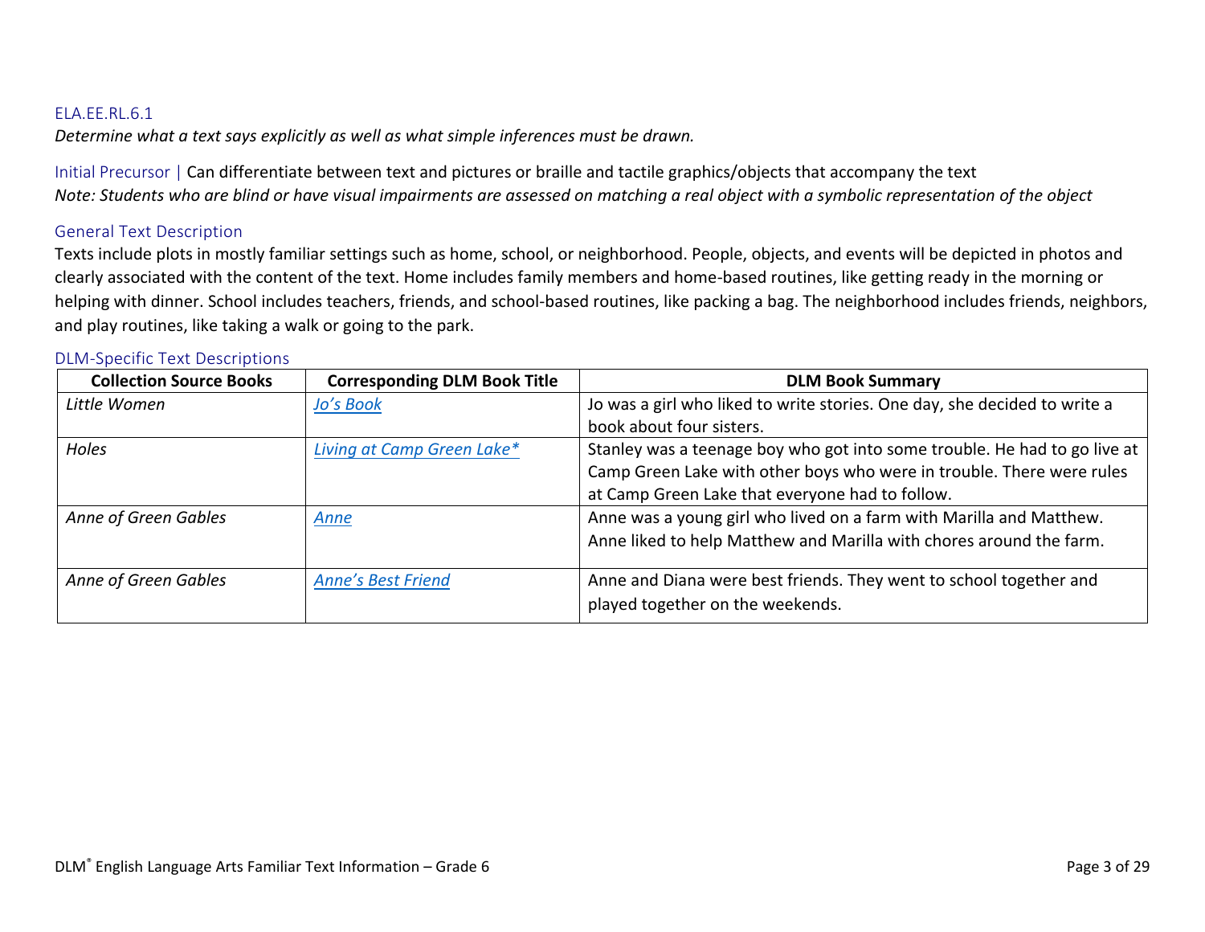### ELA.EE.RL.6.1

*Determine what a text says explicitly as well as what simple inferences must be drawn.*

Initial Precursor | Can differentiate between text and pictures or braille and tactile graphics/objects that accompany the text

*Note: Students who are blind or have visual impairments are assessed on matching a real object with a symbolic representation of the object*

#### General Text Description

Texts include plots in mostly familiar settings such as home, school, or neighborhood. People, objects, and events will be depicted in photos and clearly associated with the content of the text. Home includes family members and home-based routines, like getting ready in the morning or helping with dinner. School includes teachers, friends, and school-based routines, like packing a bag. The neighborhood includes friends, neighbors, and play routines, like taking a walk or going to the park.

#### DLM-Specific Text Descriptions

| Collection Source Books | Corresponding DLM Book Title | DLM Book Summary |
|---|---|---|
| *Little Women* | *Jo's Book* | Jo was a girl who liked to write stories. One day, she decided to write a book about four sisters. |
| *Holes* | *Living at Camp Green Lake** | Stanley was a teenage boy who got into some trouble. He had to go live at Camp Green Lake with other boys who were in trouble. There were rules at Camp Green Lake that everyone had to follow. |
| *Anne of Green Gables* | *Anne* | Anne was a young girl who lived on a farm with Marilla and Matthew. Anne liked to help Matthew and Marilla with chores around the farm. |
| *Anne of Green Gables* | *Anne's Best Friend* | Anne and Diana were best friends. They went to school together and played together on the weekends. |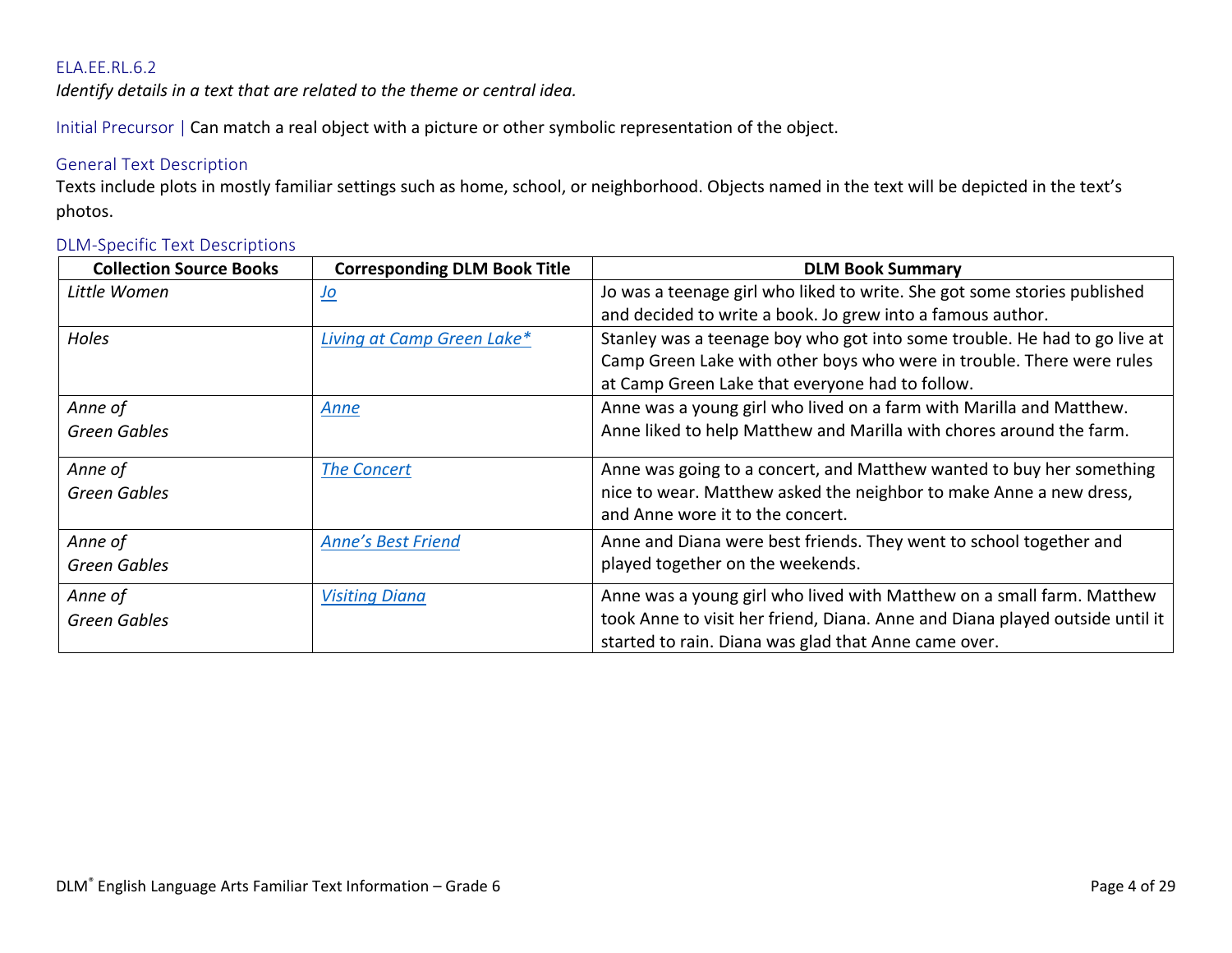ELA.EE.RL.6.2

*Identify details in a text that are related to the theme or central idea.*

Initial Precursor | Can match a real object with a picture or other symbolic representation of the object.

### General Text Description

Texts include plots in mostly familiar settings such as home, school, or neighborhood. Objects named in the text will be depicted in the text's photos.

### DLM-Specific Text Descriptions

| Collection Source Books | Corresponding DLM Book Title | DLM Book Summary |
|---|---|---|
| *Little Women* | *Jo* | Jo was a teenage girl who liked to write. She got some stories published and decided to write a book. Jo grew into a famous author. |
| *Holes* | *Living at Camp Green Lake** | Stanley was a teenage boy who got into some trouble. He had to go live at Camp Green Lake with other boys who were in trouble. There were rules at Camp Green Lake that everyone had to follow. |
| *Anne of Green Gables* | *Anne* | Anne was a young girl who lived on a farm with Marilla and Matthew. Anne liked to help Matthew and Marilla with chores around the farm. |
| *Anne of Green Gables* | *The Concert* | Anne was going to a concert, and Matthew wanted to buy her something nice to wear. Matthew asked the neighbor to make Anne a new dress, and Anne wore it to the concert. |
| *Anne of Green Gables* | *Anne's Best Friend* | Anne and Diana were best friends. They went to school together and played together on the weekends. |
| *Anne of Green Gables* | *Visiting Diana* | Anne was a young girl who lived with Matthew on a small farm. Matthew took Anne to visit her friend, Diana. Anne and Diana played outside until it started to rain. Diana was glad that Anne came over. |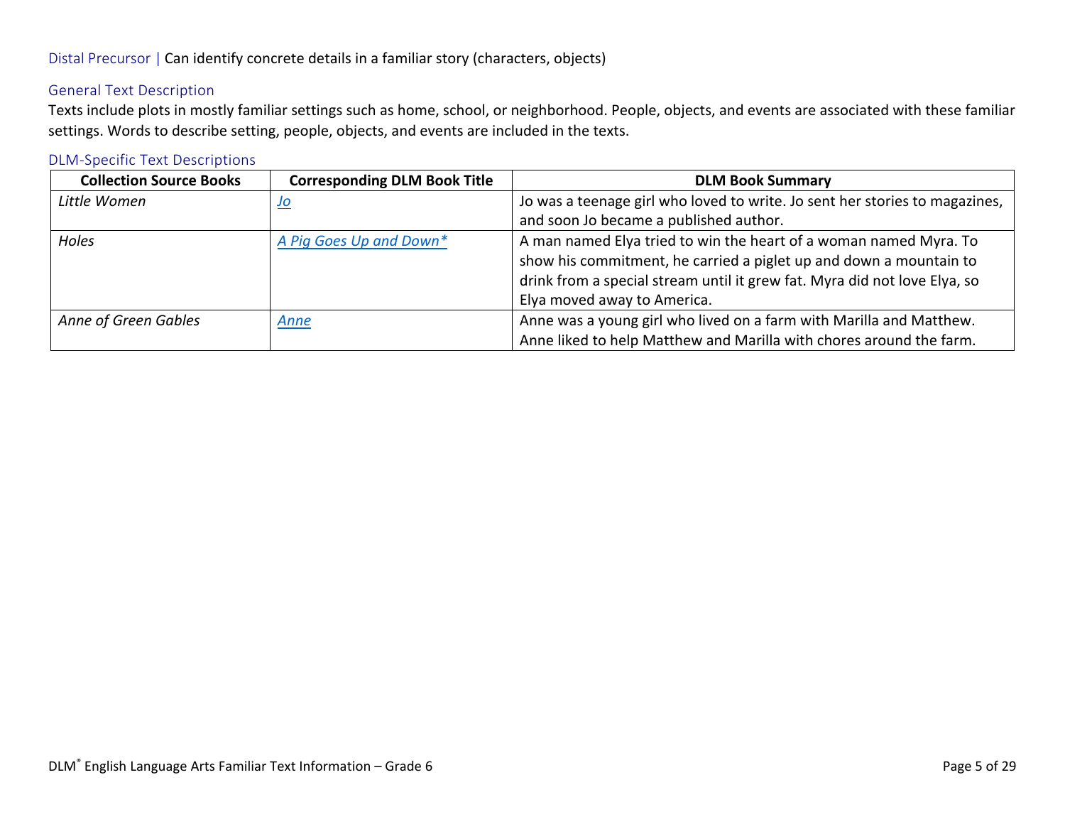Distal Precursor | Can identify concrete details in a familiar story (characters, objects)

### General Text Description

Texts include plots in mostly familiar settings such as home, school, or neighborhood. People, objects, and events are associated with these familiar settings. Words to describe setting, people, objects, and events are included in the texts.

### DLM-Specific Text Descriptions

| Collection Source Books | Corresponding DLM Book Title | DLM Book Summary |
|---|---|---|
| *Little Women* | *Jo* | Jo was a teenage girl who loved to write. Jo sent her stories to magazines, and soon Jo became a published author. |
| *Holes* | *A Pig Goes Up and Down** | A man named Elya tried to win the heart of a woman named Myra. To show his commitment, he carried a piglet up and down a mountain to drink from a special stream until it grew fat. Myra did not love Elya, so Elya moved away to America. |
| *Anne of Green Gables* | *Anne* | Anne was a young girl who lived on a farm with Marilla and Matthew. Anne liked to help Matthew and Marilla with chores around the farm. |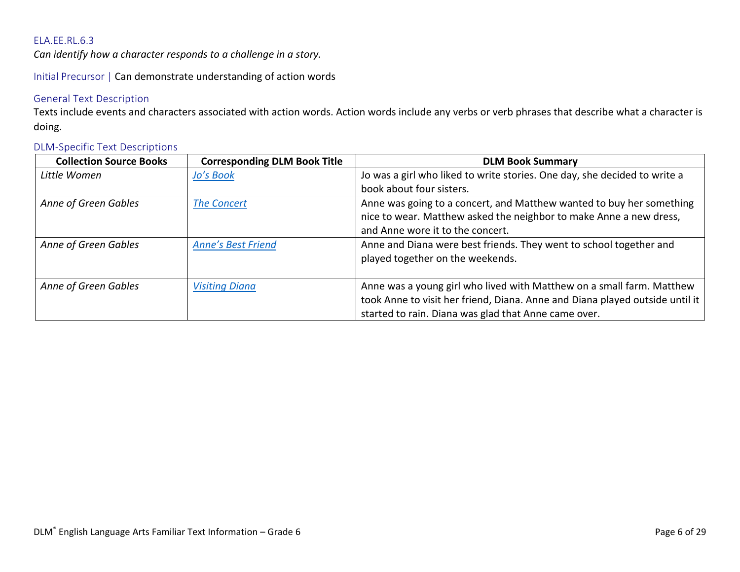ELA.EE.RL.6.3

*Can identify how a character responds to a challenge in a story.*

Initial Precursor | Can demonstrate understanding of action words

### General Text Description

Texts include events and characters associated with action words. Action words include any verbs or verb phrases that describe what a character is doing.

### DLM-Specific Text Descriptions

| Collection Source Books | Corresponding DLM Book Title | DLM Book Summary |
|---|---|---|
| *Little Women* | *Jo's Book* | Jo was a girl who liked to write stories. One day, she decided to write a book about four sisters. |
| *Anne of Green Gables* | *The Concert* | Anne was going to a concert, and Matthew wanted to buy her something nice to wear. Matthew asked the neighbor to make Anne a new dress, and Anne wore it to the concert. |
| *Anne of Green Gables* | *Anne's Best Friend* | Anne and Diana were best friends. They went to school together and played together on the weekends. |
| *Anne of Green Gables* | *Visiting Diana* | Anne was a young girl who lived with Matthew on a small farm. Matthew took Anne to visit her friend, Diana. Anne and Diana played outside until it started to rain. Diana was glad that Anne came over. |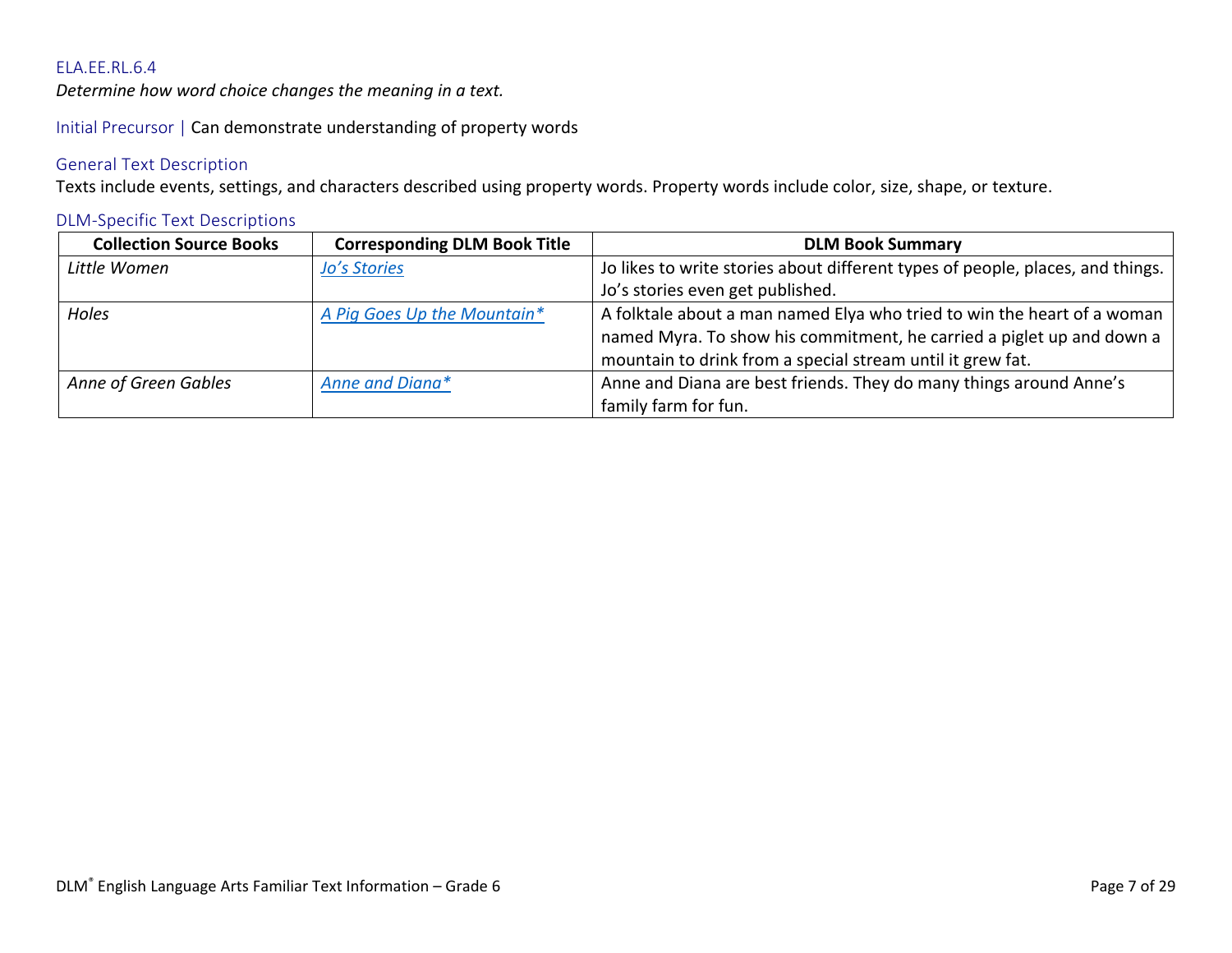## ELA.EE.RL.6.4

*Determine how word choice changes the meaning in a text.*

Initial Precursor | Can demonstrate understanding of property words

### General Text Description

Texts include events, settings, and characters described using property words. Property words include color, size, shape, or texture.

### DLM-Specific Text Descriptions

| Collection Source Books | Corresponding DLM Book Title | DLM Book Summary |
|---|---|---|
| *Little Women* | *Jo's Stories* | Jo likes to write stories about different types of people, places, and things. Jo's stories even get published. |
| *Holes* | *A Pig Goes Up the Mountain** | A folktale about a man named Elya who tried to win the heart of a woman named Myra. To show his commitment, he carried a piglet up and down a mountain to drink from a special stream until it grew fat. |
| *Anne of Green Gables* | *Anne and Diana** | Anne and Diana are best friends. They do many things around Anne's family farm for fun. |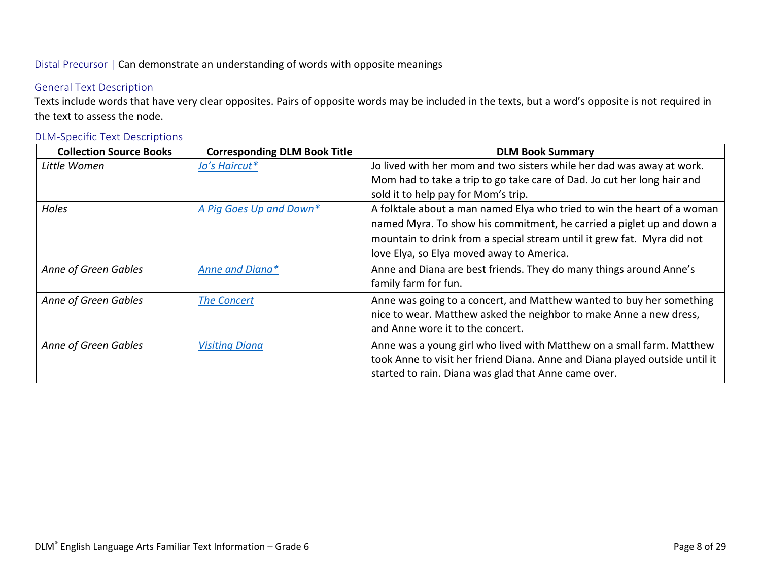Distal Precursor | Can demonstrate an understanding of words with opposite meanings

### General Text Description

Texts include words that have very clear opposites. Pairs of opposite words may be included in the texts, but a word's opposite is not required in the text to assess the node.

### DLM-Specific Text Descriptions

| Collection Source Books | Corresponding DLM Book Title | DLM Book Summary |
|---|---|---|
| *Little Women* | *Jo's Haircut** | Jo lived with her mom and two sisters while her dad was away at work. Mom had to take a trip to go take care of Dad. Jo cut her long hair and sold it to help pay for Mom's trip. |
| *Holes* | *A Pig Goes Up and Down** | A folktale about a man named Elya who tried to win the heart of a woman named Myra. To show his commitment, he carried a piglet up and down a mountain to drink from a special stream until it grew fat. Myra did not love Elya, so Elya moved away to America. |
| *Anne of Green Gables* | *Anne and Diana** | Anne and Diana are best friends. They do many things around Anne's family farm for fun. |
| *Anne of Green Gables* | *The Concert* | Anne was going to a concert, and Matthew wanted to buy her something nice to wear. Matthew asked the neighbor to make Anne a new dress, and Anne wore it to the concert. |
| *Anne of Green Gables* | *Visiting Diana* | Anne was a young girl who lived with Matthew on a small farm. Matthew took Anne to visit her friend Diana. Anne and Diana played outside until it started to rain. Diana was glad that Anne came over. |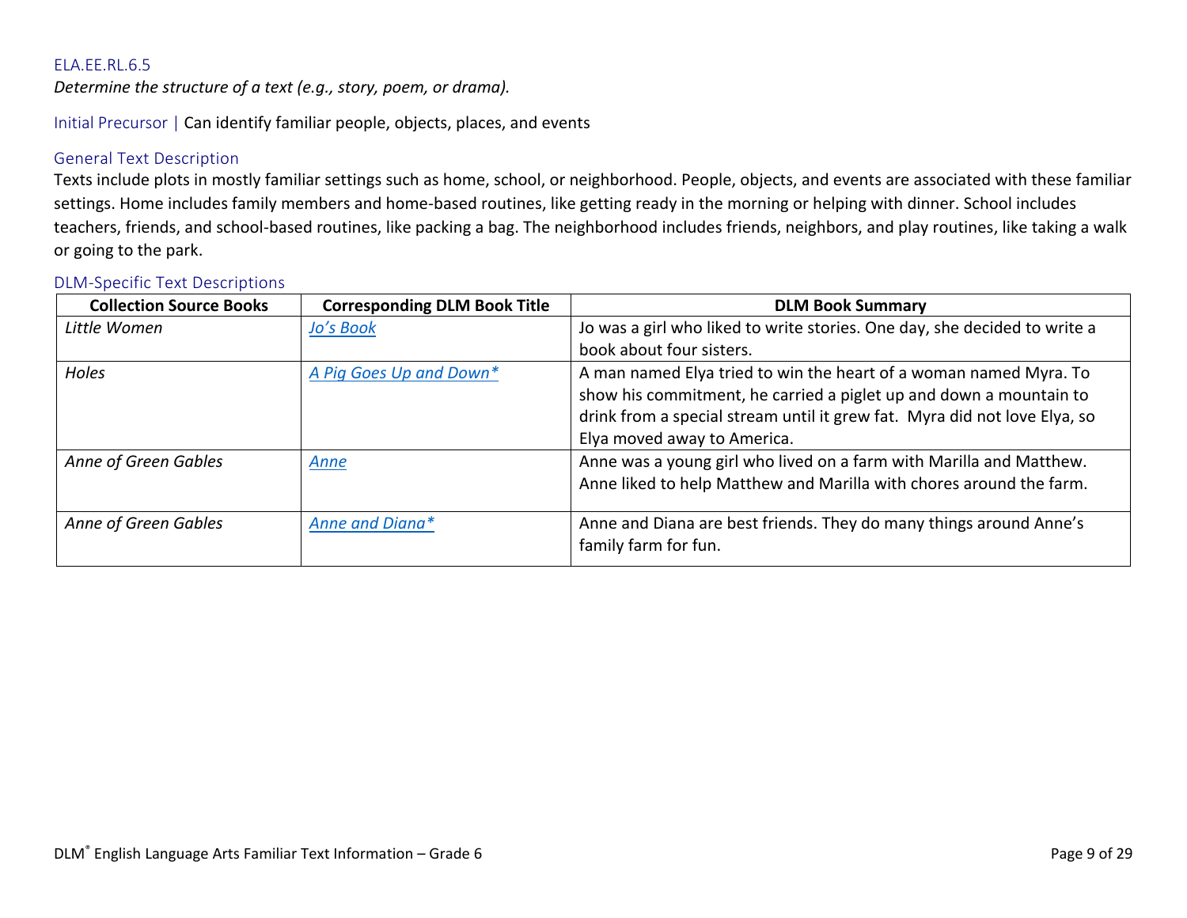ELA.EE.RL.6.5

*Determine the structure of a text (e.g., story, poem, or drama).*

Initial Precursor | Can identify familiar people, objects, places, and events

### General Text Description

Texts include plots in mostly familiar settings such as home, school, or neighborhood. People, objects, and events are associated with these familiar settings. Home includes family members and home-based routines, like getting ready in the morning or helping with dinner. School includes teachers, friends, and school-based routines, like packing a bag. The neighborhood includes friends, neighbors, and play routines, like taking a walk or going to the park.

### DLM-Specific Text Descriptions

| Collection Source Books | Corresponding DLM Book Title | DLM Book Summary |
|---|---|---|
| *Little Women* | *Jo's Book* | Jo was a girl who liked to write stories. One day, she decided to write a book about four sisters. |
| *Holes* | *A Pig Goes Up and Down** | A man named Elya tried to win the heart of a woman named Myra. To show his commitment, he carried a piglet up and down a mountain to drink from a special stream until it grew fat. Myra did not love Elya, so Elya moved away to America. |
| *Anne of Green Gables* | *Anne* | Anne was a young girl who lived on a farm with Marilla and Matthew. Anne liked to help Matthew and Marilla with chores around the farm. |
| *Anne of Green Gables* | *Anne and Diana** | Anne and Diana are best friends. They do many things around Anne's family farm for fun. |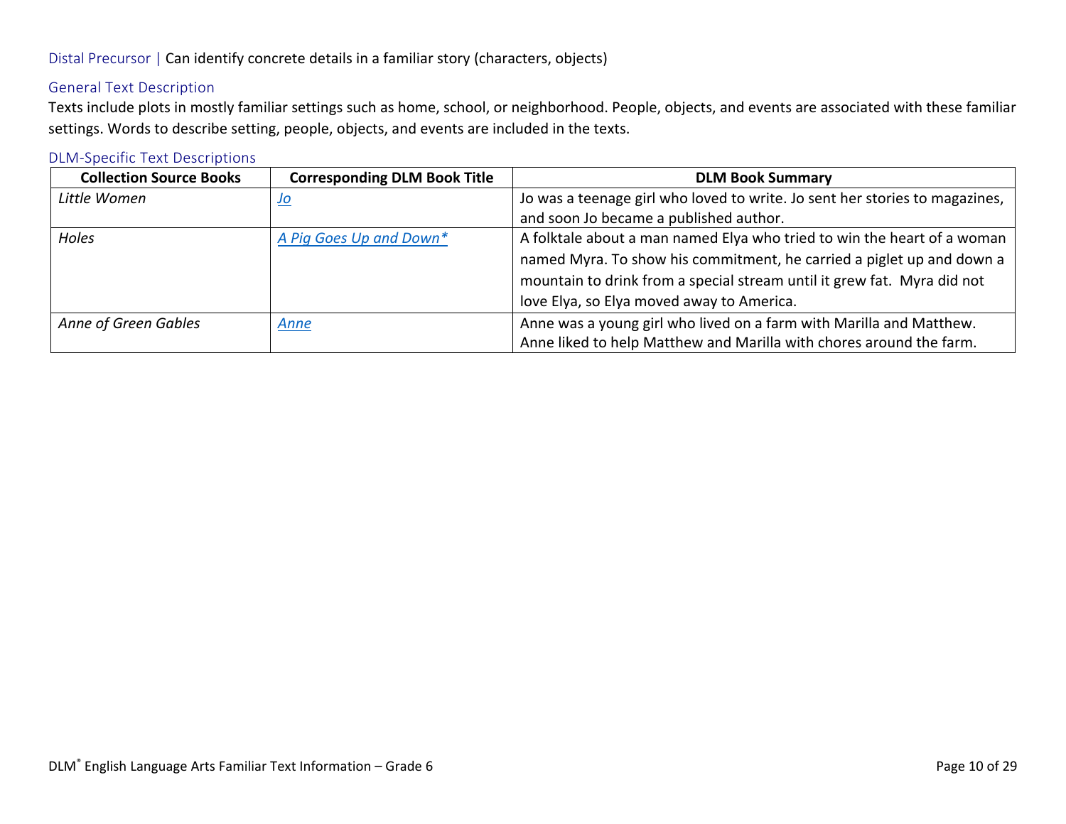Distal Precursor | Can identify concrete details in a familiar story (characters, objects)

### General Text Description

Texts include plots in mostly familiar settings such as home, school, or neighborhood. People, objects, and events are associated with these familiar settings. Words to describe setting, people, objects, and events are included in the texts.

### DLM-Specific Text Descriptions

| Collection Source Books | Corresponding DLM Book Title | DLM Book Summary |
| --- | --- | --- |
| *Little Women* | *Jo* | Jo was a teenage girl who loved to write. Jo sent her stories to magazines, and soon Jo became a published author. |
| *Holes* | *A Pig Goes Up and Down** | A folktale about a man named Elya who tried to win the heart of a woman named Myra. To show his commitment, he carried a piglet up and down a mountain to drink from a special stream until it grew fat. Myra did not love Elya, so Elya moved away to America. |
| *Anne of Green Gables* | *Anne* | Anne was a young girl who lived on a farm with Marilla and Matthew. Anne liked to help Matthew and Marilla with chores around the farm. |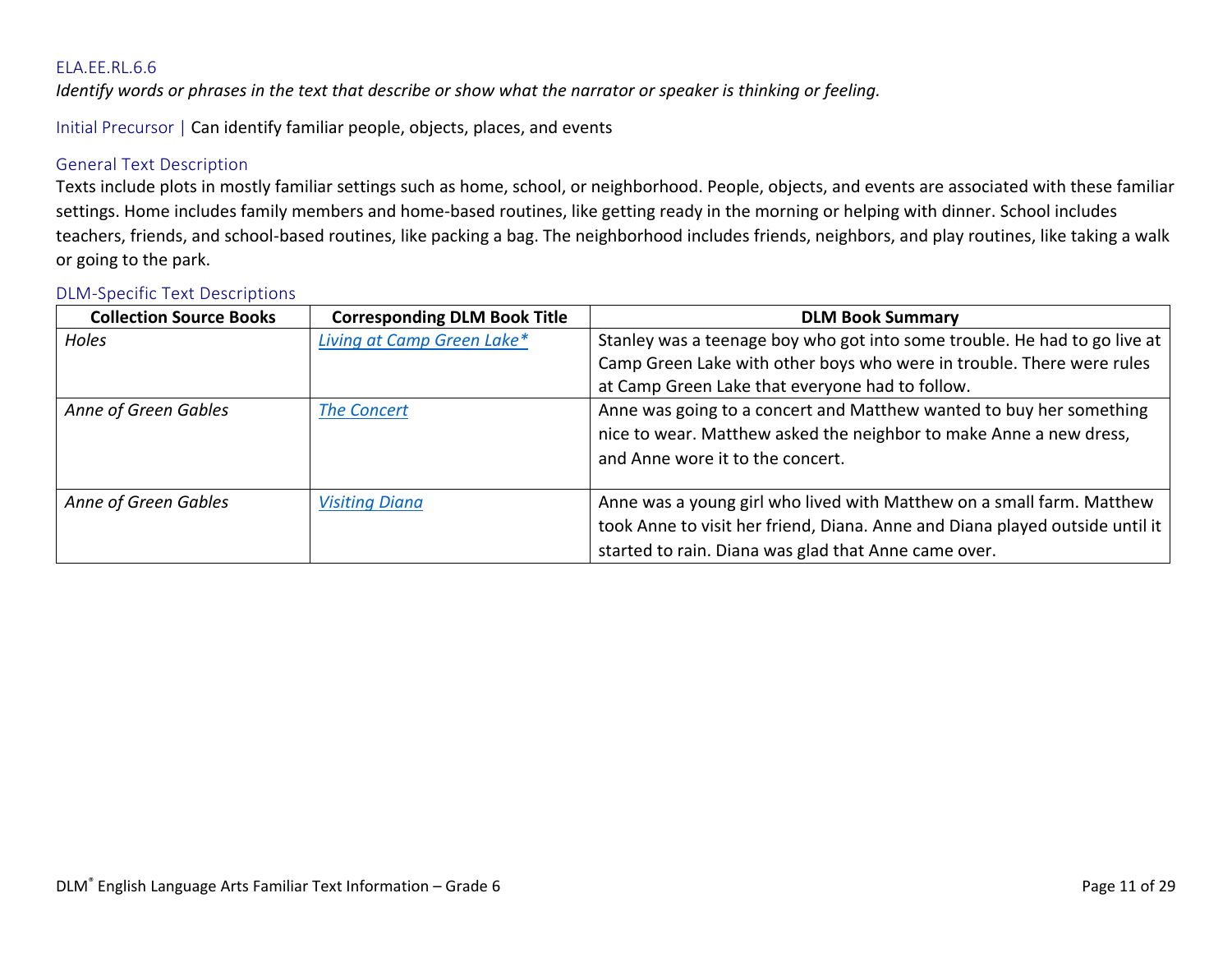ELA.EE.RL.6.6

*Identify words or phrases in the text that describe or show what the narrator or speaker is thinking or feeling.*

Initial Precursor | Can identify familiar people, objects, places, and events

### General Text Description

Texts include plots in mostly familiar settings such as home, school, or neighborhood. People, objects, and events are associated with these familiar settings. Home includes family members and home-based routines, like getting ready in the morning or helping with dinner. School includes teachers, friends, and school-based routines, like packing a bag. The neighborhood includes friends, neighbors, and play routines, like taking a walk or going to the park.

### DLM-Specific Text Descriptions

| Collection Source Books | Corresponding DLM Book Title | DLM Book Summary |
|---|---|---|
| *Holes* | *Living at Camp Green Lake** | Stanley was a teenage boy who got into some trouble. He had to go live at Camp Green Lake with other boys who were in trouble. There were rules at Camp Green Lake that everyone had to follow. |
| *Anne of Green Gables* | *The Concert* | Anne was going to a concert and Matthew wanted to buy her something nice to wear. Matthew asked the neighbor to make Anne a new dress, and Anne wore it to the concert. |
| *Anne of Green Gables* | *Visiting Diana* | Anne was a young girl who lived with Matthew on a small farm. Matthew took Anne to visit her friend, Diana. Anne and Diana played outside until it started to rain. Diana was glad that Anne came over. |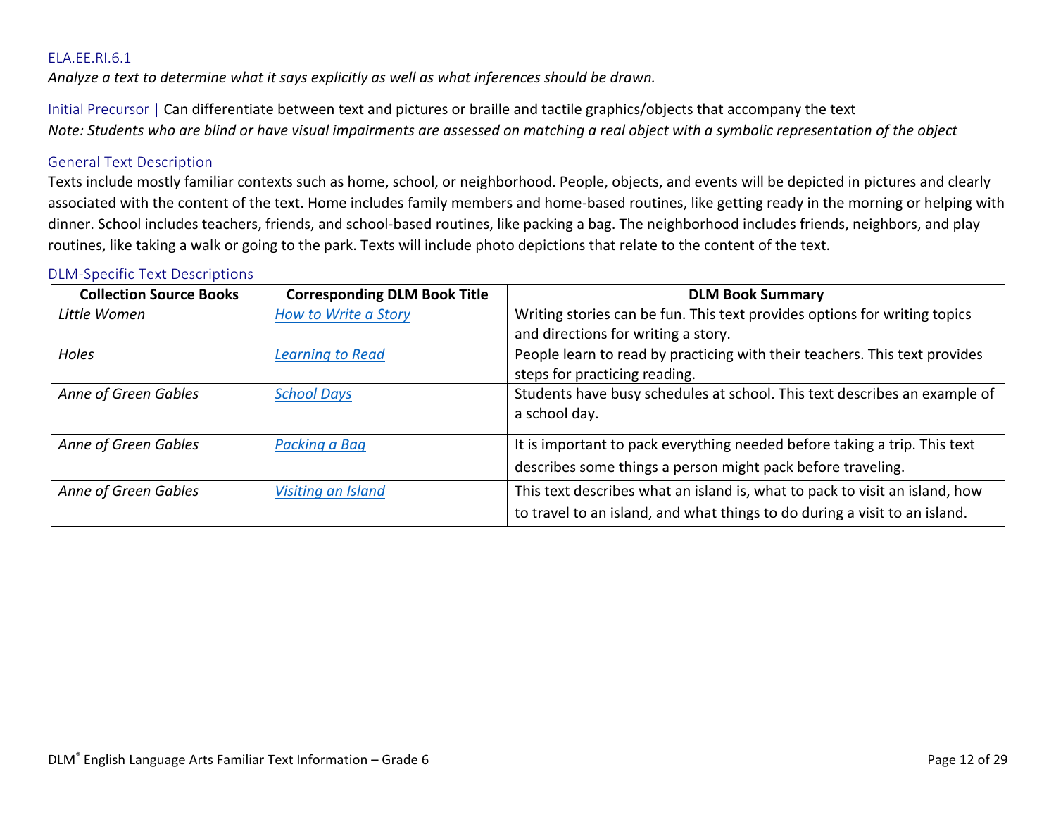### ELA.EE.RI.6.1

*Analyze a text to determine what it says explicitly as well as what inferences should be drawn.*

Initial Precursor | Can differentiate between text and pictures or braille and tactile graphics/objects that accompany the text

*Note: Students who are blind or have visual impairments are assessed on matching a real object with a symbolic representation of the object*

#### General Text Description

Texts include mostly familiar contexts such as home, school, or neighborhood. People, objects, and events will be depicted in pictures and clearly associated with the content of the text. Home includes family members and home-based routines, like getting ready in the morning or helping with dinner. School includes teachers, friends, and school-based routines, like packing a bag. The neighborhood includes friends, neighbors, and play routines, like taking a walk or going to the park. Texts will include photo depictions that relate to the content of the text.

#### DLM-Specific Text Descriptions

| Collection Source Books | Corresponding DLM Book Title | DLM Book Summary |
| --- | --- | --- |
| *Little Women* | *How to Write a Story* | Writing stories can be fun. This text provides options for writing topics and directions for writing a story. |
| *Holes* | *Learning to Read* | People learn to read by practicing with their teachers. This text provides steps for practicing reading. |
| *Anne of Green Gables* | *School Days* | Students have busy schedules at school. This text describes an example of a school day. |
| *Anne of Green Gables* | *Packing a Bag* | It is important to pack everything needed before taking a trip. This text describes some things a person might pack before traveling. |
| *Anne of Green Gables* | *Visiting an Island* | This text describes what an island is, what to pack to visit an island, how to travel to an island, and what things to do during a visit to an island. |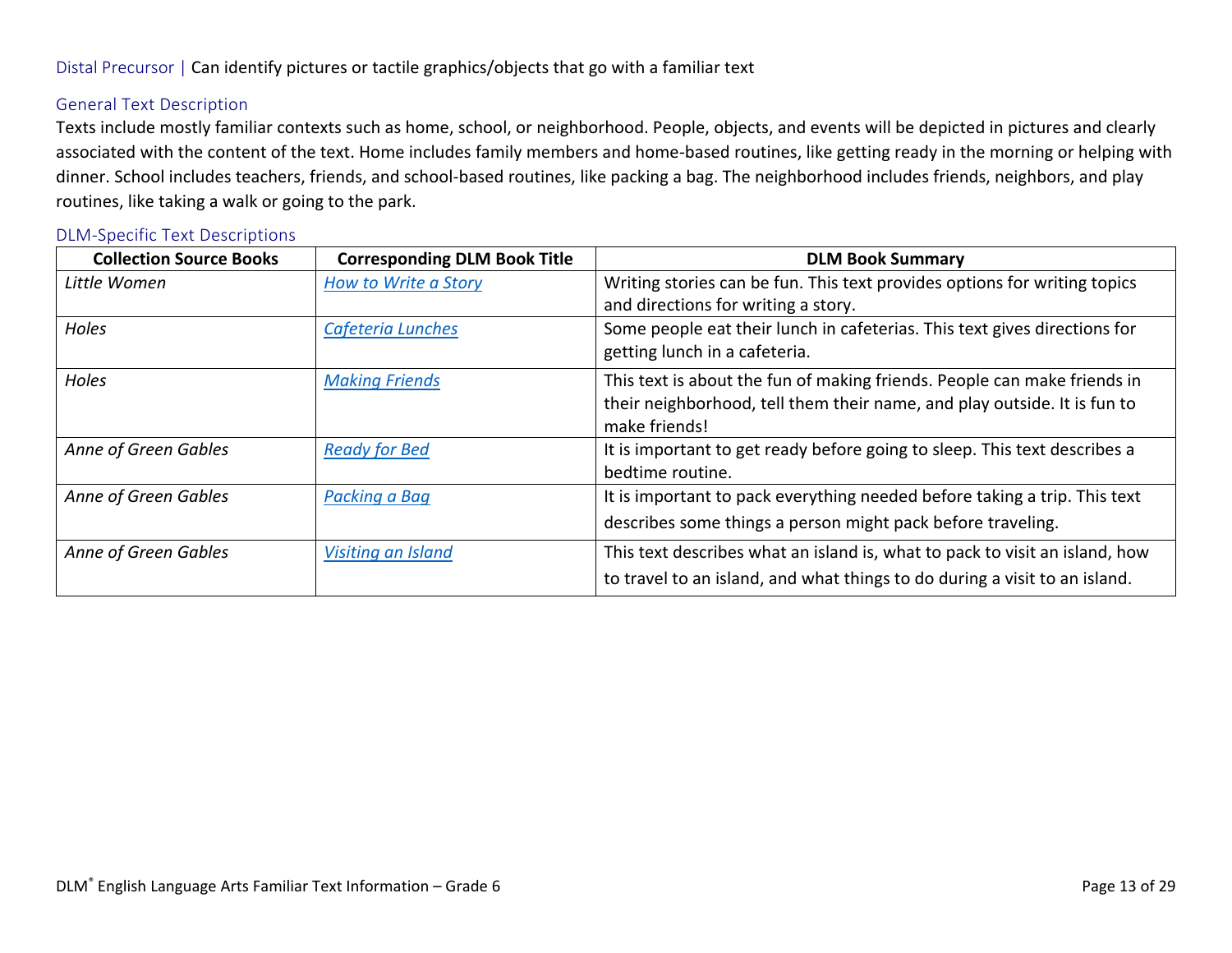Distal Precursor | Can identify pictures or tactile graphics/objects that go with a familiar text

### General Text Description

Texts include mostly familiar contexts such as home, school, or neighborhood. People, objects, and events will be depicted in pictures and clearly associated with the content of the text. Home includes family members and home-based routines, like getting ready in the morning or helping with dinner. School includes teachers, friends, and school-based routines, like packing a bag. The neighborhood includes friends, neighbors, and play routines, like taking a walk or going to the park.

### DLM-Specific Text Descriptions

| Collection Source Books | Corresponding DLM Book Title | DLM Book Summary |
|---|---|---|
| *Little Women* | *How to Write a Story* | Writing stories can be fun. This text provides options for writing topics and directions for writing a story. |
| *Holes* | *Cafeteria Lunches* | Some people eat their lunch in cafeterias. This text gives directions for getting lunch in a cafeteria. |
| *Holes* | *Making Friends* | This text is about the fun of making friends. People can make friends in their neighborhood, tell them their name, and play outside. It is fun to make friends! |
| *Anne of Green Gables* | *Ready for Bed* | It is important to get ready before going to sleep. This text describes a bedtime routine. |
| *Anne of Green Gables* | *Packing a Bag* | It is important to pack everything needed before taking a trip. This text describes some things a person might pack before traveling. |
| *Anne of Green Gables* | *Visiting an Island* | This text describes what an island is, what to pack to visit an island, how to travel to an island, and what things to do during a visit to an island. |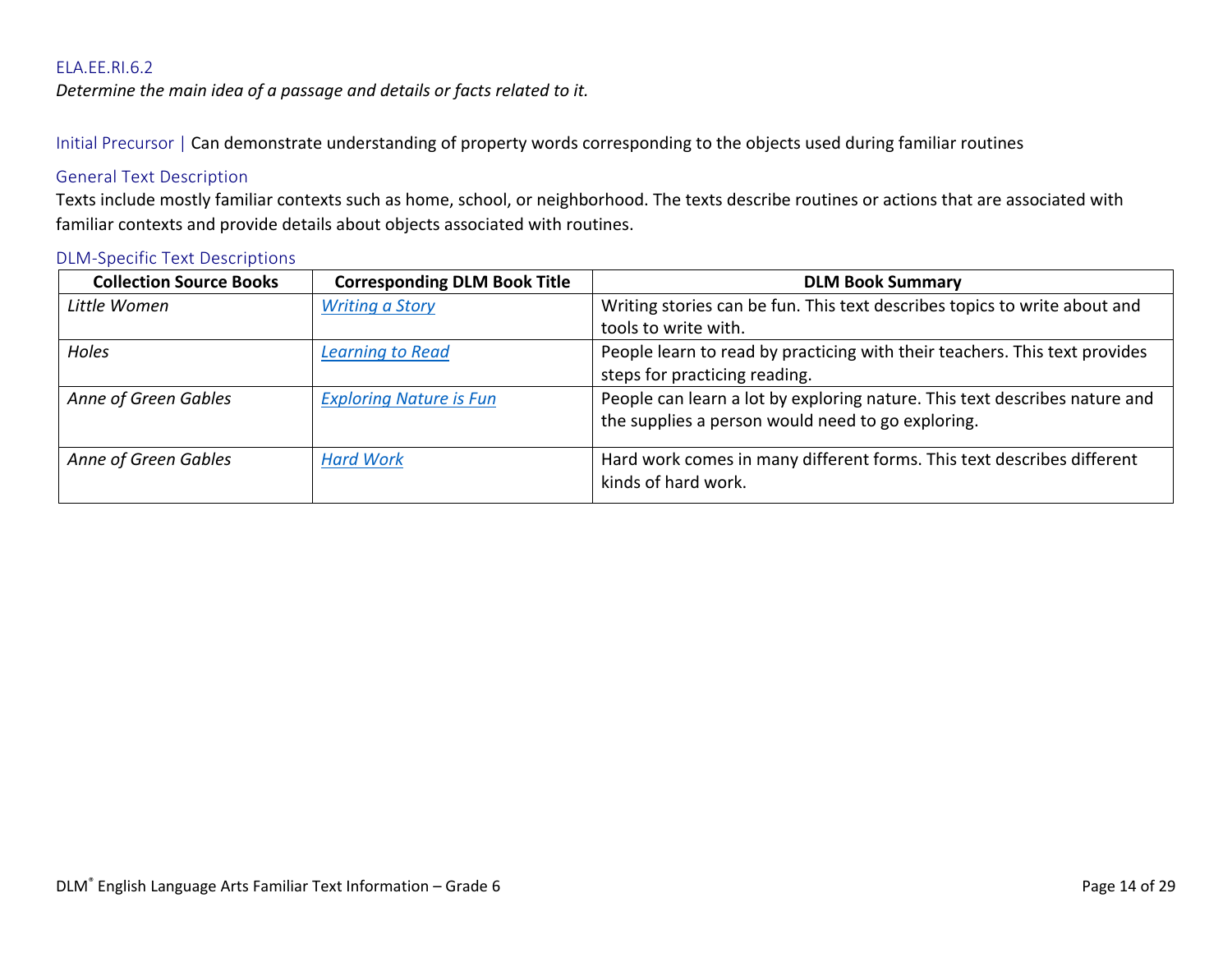## ELA.EE.RI.6.2

*Determine the main idea of a passage and details or facts related to it.*

Initial Precursor | Can demonstrate understanding of property words corresponding to the objects used during familiar routines

### General Text Description

Texts include mostly familiar contexts such as home, school, or neighborhood. The texts describe routines or actions that are associated with familiar contexts and provide details about objects associated with routines.

### DLM-Specific Text Descriptions

| Collection Source Books | Corresponding DLM Book Title | DLM Book Summary |
|---|---|---|
| *Little Women* | *Writing a Story* | Writing stories can be fun. This text describes topics to write about and tools to write with. |
| *Holes* | *Learning to Read* | People learn to read by practicing with their teachers. This text provides steps for practicing reading. |
| *Anne of Green Gables* | *Exploring Nature is Fun* | People can learn a lot by exploring nature. This text describes nature and the supplies a person would need to go exploring. |
| *Anne of Green Gables* | *Hard Work* | Hard work comes in many different forms. This text describes different kinds of hard work. |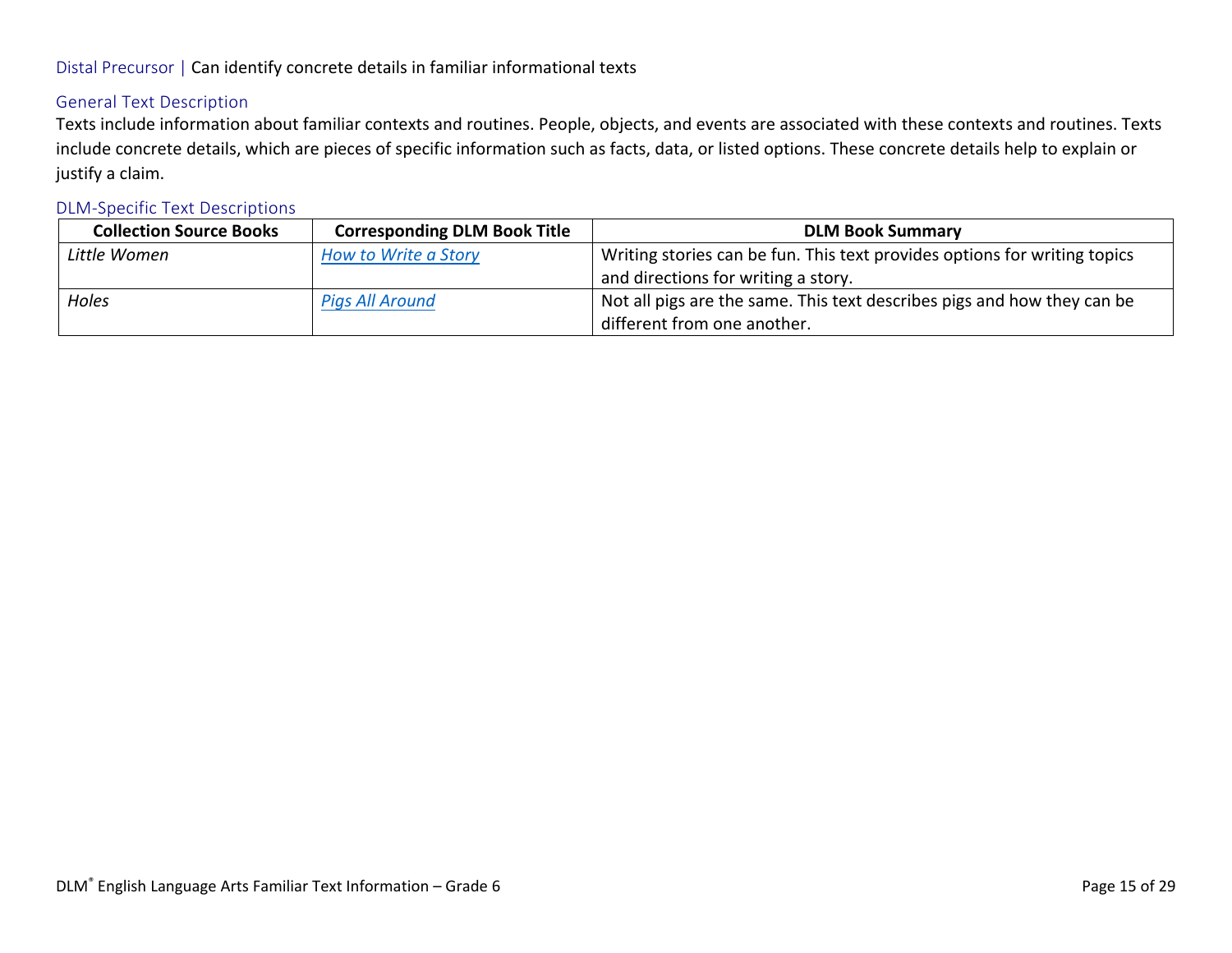Distal Precursor | Can identify concrete details in familiar informational texts

## General Text Description

Texts include information about familiar contexts and routines. People, objects, and events are associated with these contexts and routines. Texts include concrete details, which are pieces of specific information such as facts, data, or listed options. These concrete details help to explain or justify a claim.

## DLM-Specific Text Descriptions

| Collection Source Books | Corresponding DLM Book Title | DLM Book Summary |
|---|---|---|
| *Little Women* | *How to Write a Story* | Writing stories can be fun. This text provides options for writing topics and directions for writing a story. |
| *Holes* | *Pigs All Around* | Not all pigs are the same. This text describes pigs and how they can be different from one another. |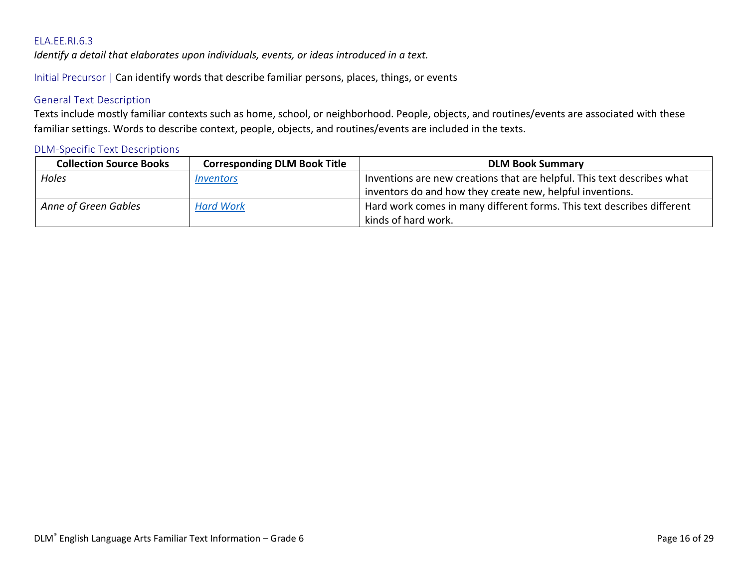### ELA.EE.RI.6.3

*Identify a detail that elaborates upon individuals, events, or ideas introduced in a text.*

Initial Precursor | Can identify words that describe familiar persons, places, things, or events

#### General Text Description

Texts include mostly familiar contexts such as home, school, or neighborhood. People, objects, and routines/events are associated with these familiar settings. Words to describe context, people, objects, and routines/events are included in the texts.

#### DLM-Specific Text Descriptions

| Collection Source Books | Corresponding DLM Book Title | DLM Book Summary |
|---|---|---|
| *Holes* | *Inventors* | Inventions are new creations that are helpful. This text describes what inventors do and how they create new, helpful inventions. |
| *Anne of Green Gables* | *Hard Work* | Hard work comes in many different forms. This text describes different kinds of hard work. |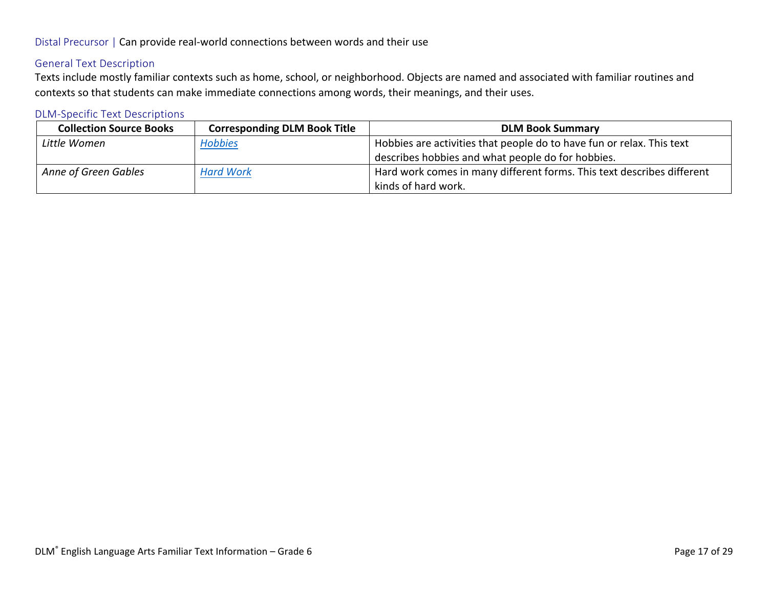Distal Precursor | Can provide real-world connections between words and their use

### General Text Description

Texts include mostly familiar contexts such as home, school, or neighborhood. Objects are named and associated with familiar routines and contexts so that students can make immediate connections among words, their meanings, and their uses.

### DLM-Specific Text Descriptions

| Collection Source Books | Corresponding DLM Book Title | DLM Book Summary |
|---|---|---|
| *Little Women* | *Hobbies* | Hobbies are activities that people do to have fun or relax. This text describes hobbies and what people do for hobbies. |
| *Anne of Green Gables* | *Hard Work* | Hard work comes in many different forms. This text describes different kinds of hard work. |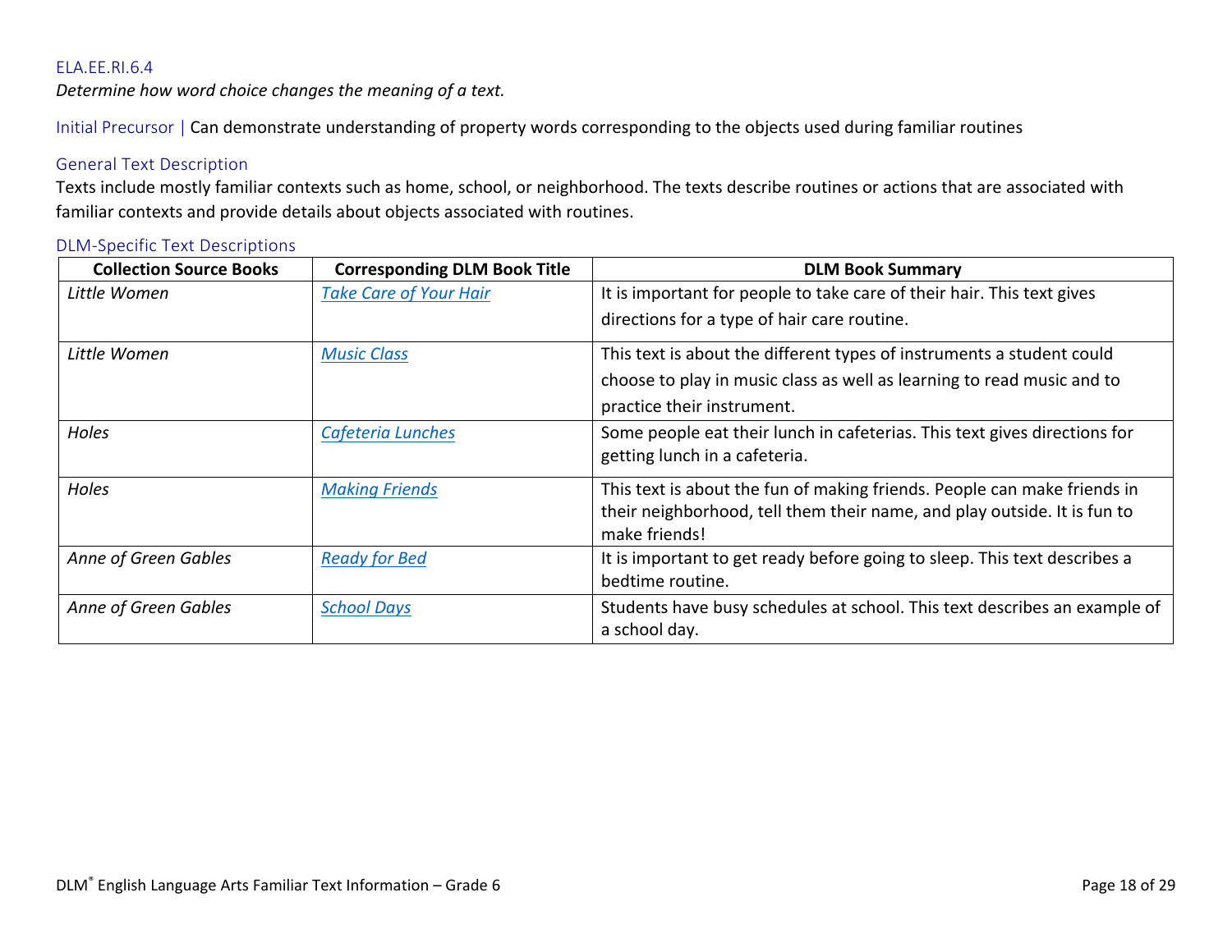### ELA.EE.RI.6.4

*Determine how word choice changes the meaning of a text.*

Initial Precursor | Can demonstrate understanding of property words corresponding to the objects used during familiar routines

#### General Text Description

Texts include mostly familiar contexts such as home, school, or neighborhood. The texts describe routines or actions that are associated with familiar contexts and provide details about objects associated with routines.

#### DLM-Specific Text Descriptions

| Collection Source Books | Corresponding DLM Book Title | DLM Book Summary |
|---|---|---|
| *Little Women* | *Take Care of Your Hair* | It is important for people to take care of their hair. This text gives directions for a type of hair care routine. |
| *Little Women* | *Music Class* | This text is about the different types of instruments a student could choose to play in music class as well as learning to read music and to practice their instrument. |
| *Holes* | *Cafeteria Lunches* | Some people eat their lunch in cafeterias. This text gives directions for getting lunch in a cafeteria. |
| *Holes* | *Making Friends* | This text is about the fun of making friends. People can make friends in their neighborhood, tell them their name, and play outside. It is fun to make friends! |
| *Anne of Green Gables* | *Ready for Bed* | It is important to get ready before going to sleep. This text describes a bedtime routine. |
| *Anne of Green Gables* | *School Days* | Students have busy schedules at school. This text describes an example of a school day. |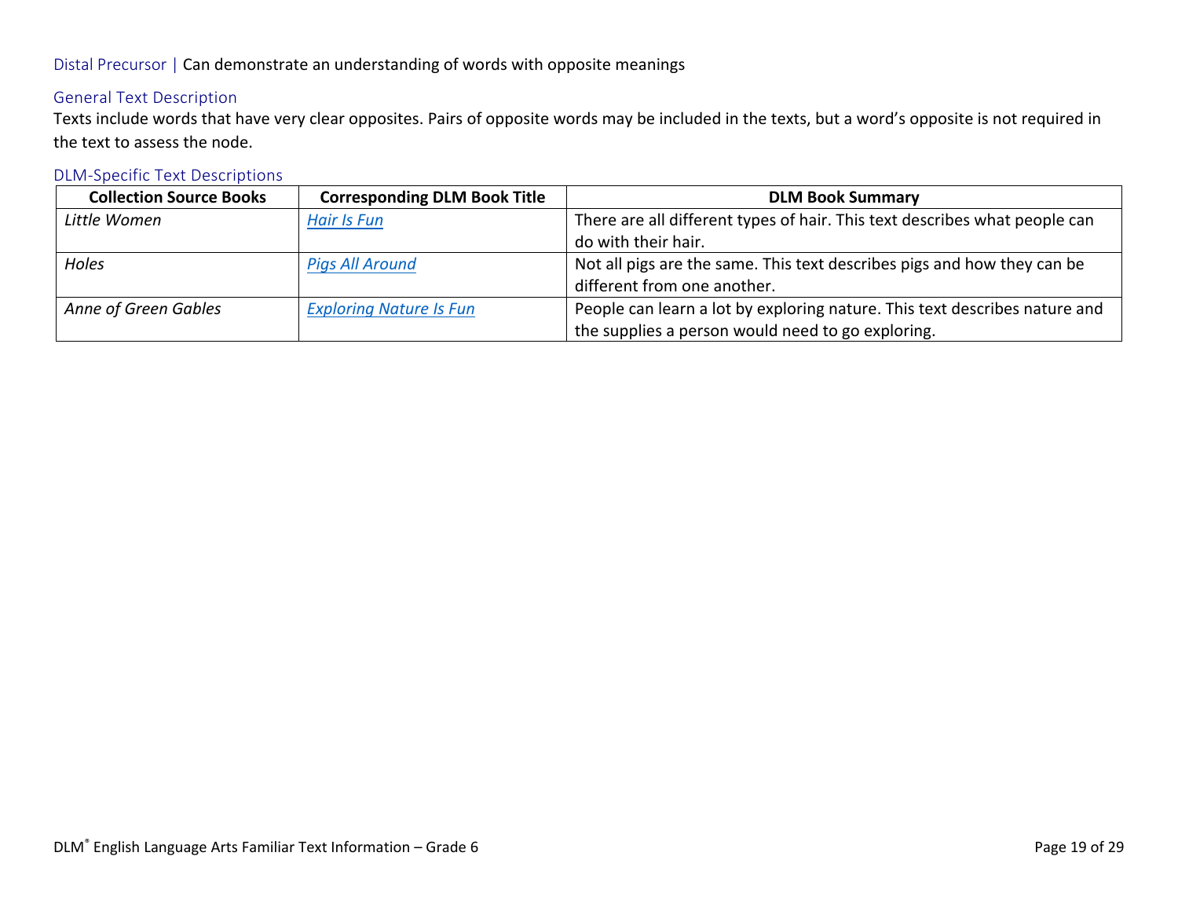Distal Precursor | Can demonstrate an understanding of words with opposite meanings

### General Text Description

Texts include words that have very clear opposites. Pairs of opposite words may be included in the texts, but a word's opposite is not required in the text to assess the node.

### DLM-Specific Text Descriptions

| Collection Source Books | Corresponding DLM Book Title | DLM Book Summary |
|---|---|---|
| *Little Women* | *Hair Is Fun* | There are all different types of hair. This text describes what people can do with their hair. |
| *Holes* | *Pigs All Around* | Not all pigs are the same. This text describes pigs and how they can be different from one another. |
| *Anne of Green Gables* | *Exploring Nature Is Fun* | People can learn a lot by exploring nature. This text describes nature and the supplies a person would need to go exploring. |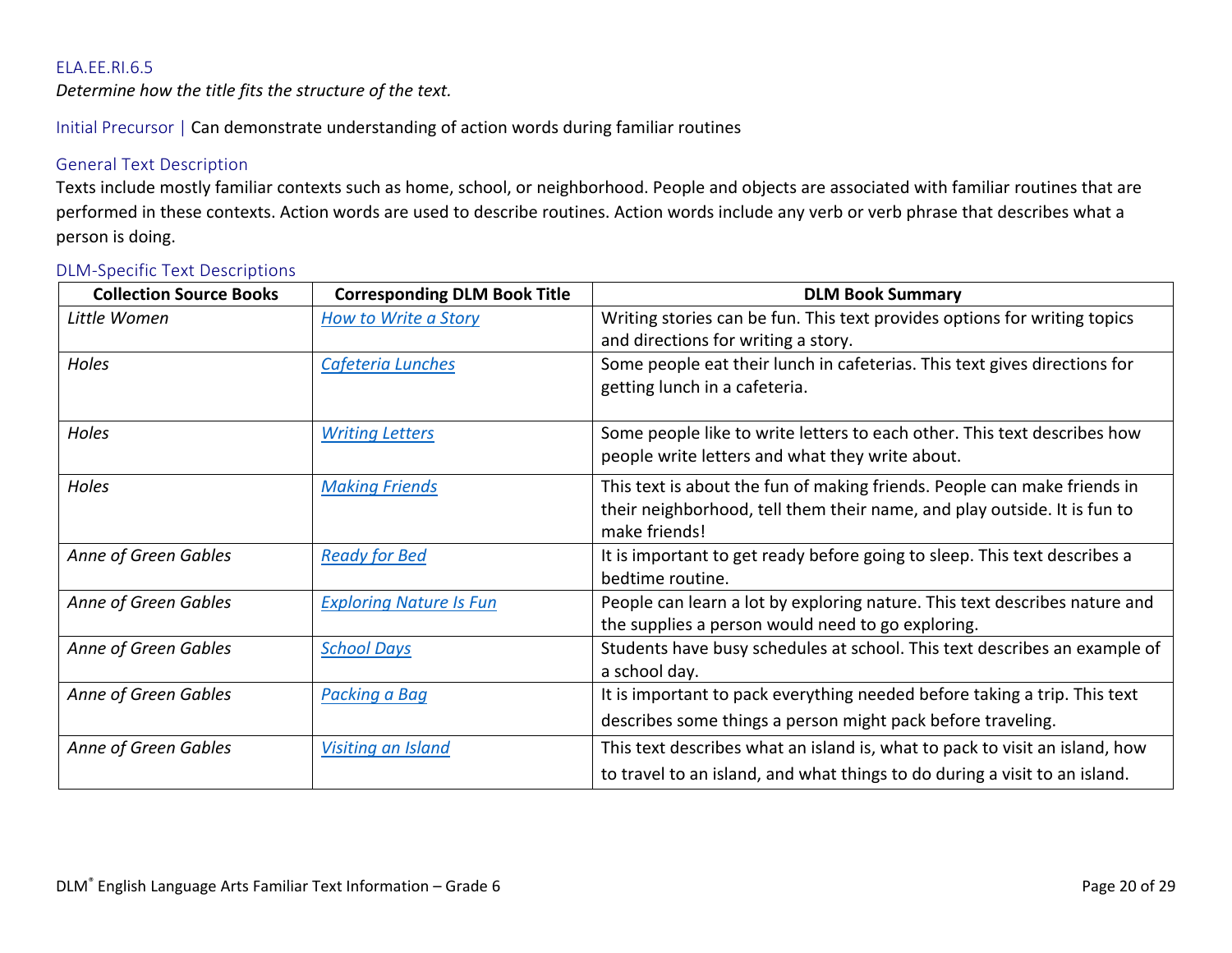ELA.EE.RI.6.5

*Determine how the title fits the structure of the text.*

Initial Precursor | Can demonstrate understanding of action words during familiar routines

### General Text Description

Texts include mostly familiar contexts such as home, school, or neighborhood. People and objects are associated with familiar routines that are performed in these contexts. Action words are used to describe routines. Action words include any verb or verb phrase that describes what a person is doing.

### DLM-Specific Text Descriptions

| Collection Source Books | Corresponding DLM Book Title | DLM Book Summary |
|---|---|---|
| *Little Women* | *How to Write a Story* | Writing stories can be fun. This text provides options for writing topics and directions for writing a story. |
| *Holes* | *Cafeteria Lunches* | Some people eat their lunch in cafeterias. This text gives directions for getting lunch in a cafeteria. |
| *Holes* | *Writing Letters* | Some people like to write letters to each other. This text describes how people write letters and what they write about. |
| *Holes* | *Making Friends* | This text is about the fun of making friends. People can make friends in their neighborhood, tell them their name, and play outside. It is fun to make friends! |
| *Anne of Green Gables* | *Ready for Bed* | It is important to get ready before going to sleep. This text describes a bedtime routine. |
| *Anne of Green Gables* | *Exploring Nature Is Fun* | People can learn a lot by exploring nature. This text describes nature and the supplies a person would need to go exploring. |
| *Anne of Green Gables* | *School Days* | Students have busy schedules at school. This text describes an example of a school day. |
| *Anne of Green Gables* | *Packing a Bag* | It is important to pack everything needed before taking a trip. This text describes some things a person might pack before traveling. |
| *Anne of Green Gables* | *Visiting an Island* | This text describes what an island is, what to pack to visit an island, how to travel to an island, and what things to do during a visit to an island. |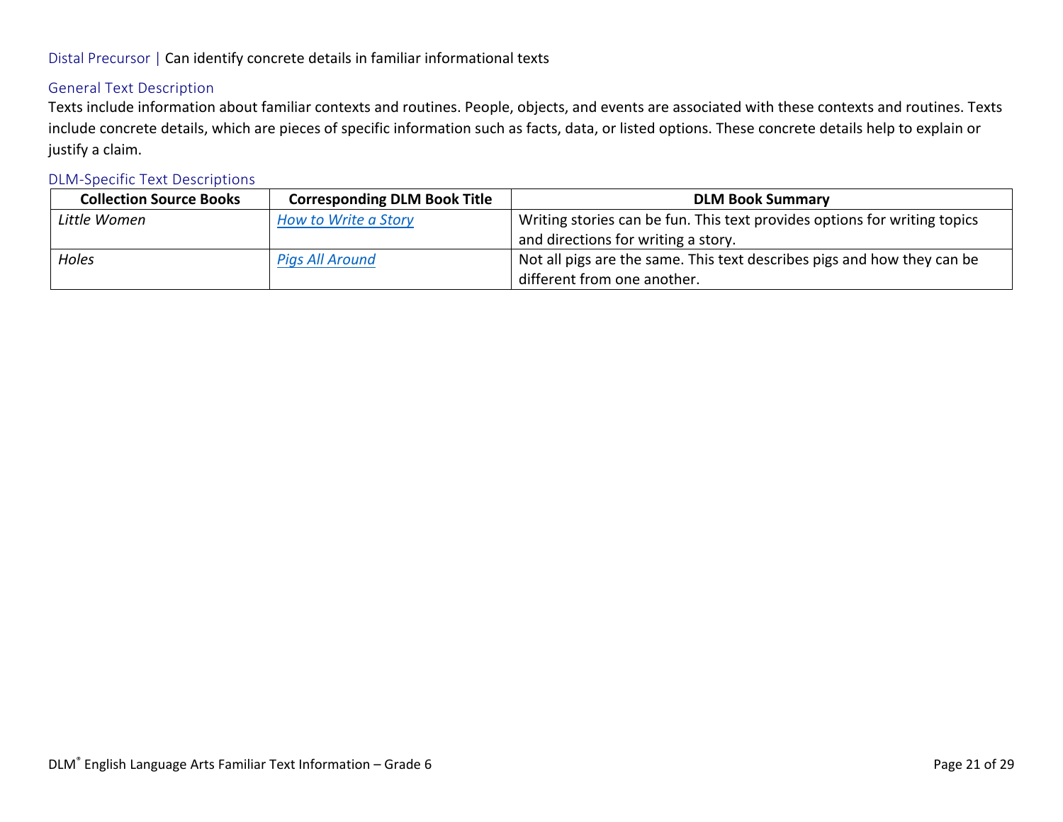Distal Precursor | Can identify concrete details in familiar informational texts

### General Text Description

Texts include information about familiar contexts and routines. People, objects, and events are associated with these contexts and routines. Texts include concrete details, which are pieces of specific information such as facts, data, or listed options. These concrete details help to explain or justify a claim.

### DLM-Specific Text Descriptions

| Collection Source Books | Corresponding DLM Book Title | DLM Book Summary |
| --- | --- | --- |
| *Little Women* | *How to Write a Story* | Writing stories can be fun. This text provides options for writing topics and directions for writing a story. |
| *Holes* | *Pigs All Around* | Not all pigs are the same. This text describes pigs and how they can be different from one another. |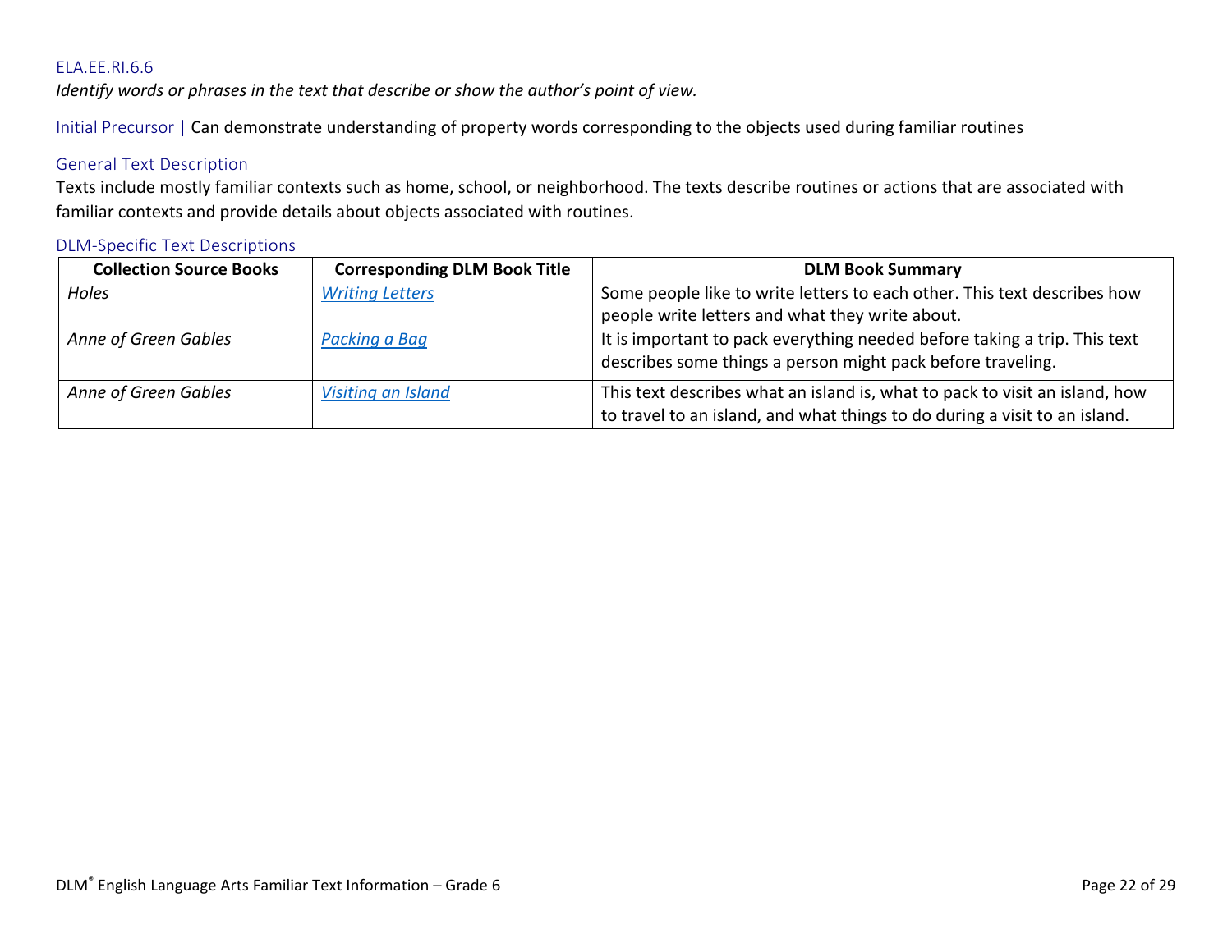### ELA.EE.RI.6.6

*Identify words or phrases in the text that describe or show the author's point of view.*

Initial Precursor | Can demonstrate understanding of property words corresponding to the objects used during familiar routines

#### General Text Description

Texts include mostly familiar contexts such as home, school, or neighborhood. The texts describe routines or actions that are associated with familiar contexts and provide details about objects associated with routines.

#### DLM-Specific Text Descriptions

| Collection Source Books | Corresponding DLM Book Title | DLM Book Summary |
|---|---|---|
| *Holes* | *Writing Letters* | Some people like to write letters to each other. This text describes how people write letters and what they write about. |
| *Anne of Green Gables* | *Packing a Bag* | It is important to pack everything needed before taking a trip. This text describes some things a person might pack before traveling. |
| *Anne of Green Gables* | *Visiting an Island* | This text describes what an island is, what to pack to visit an island, how to travel to an island, and what things to do during a visit to an island. |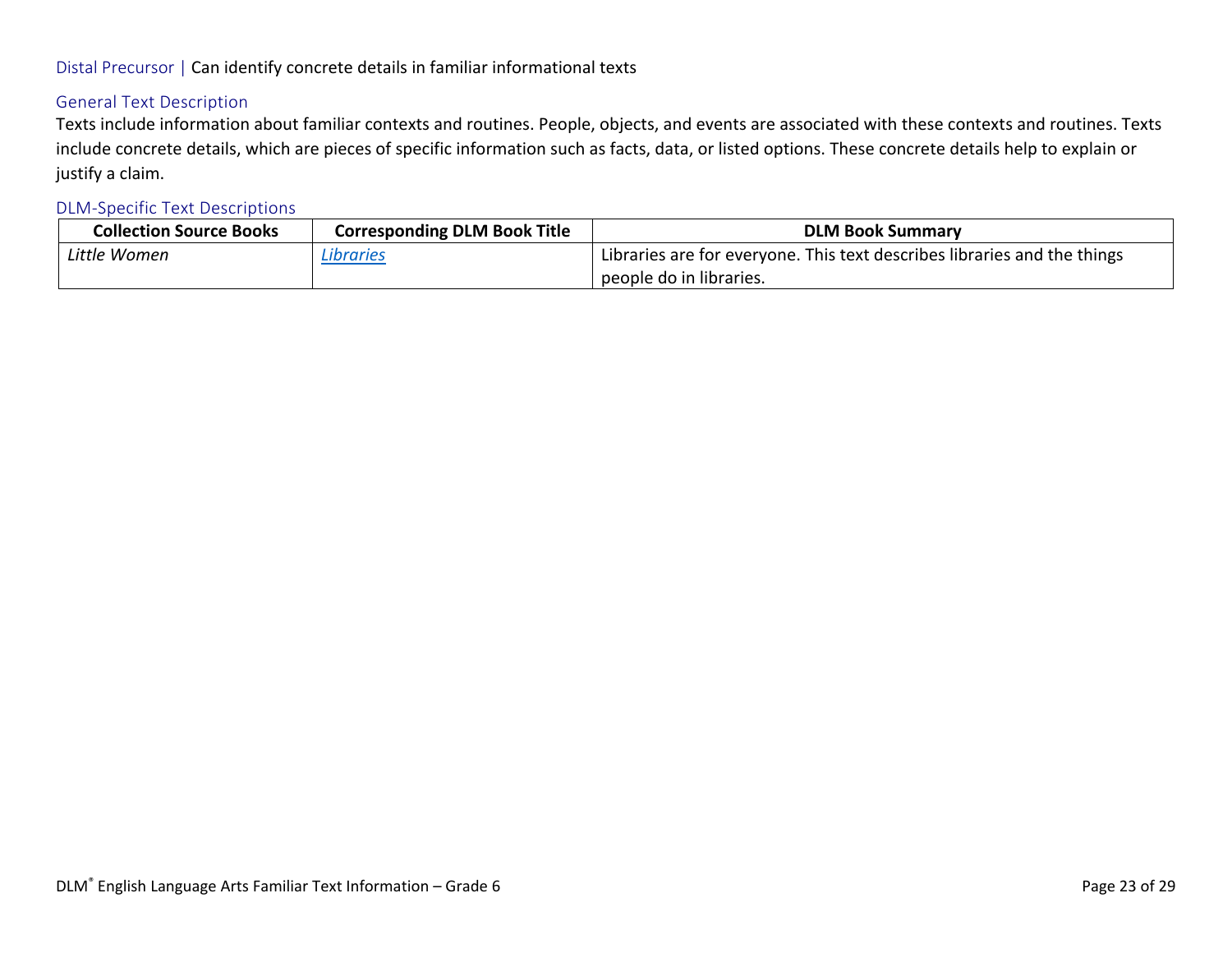Distal Precursor | Can identify concrete details in familiar informational texts

### General Text Description

Texts include information about familiar contexts and routines. People, objects, and events are associated with these contexts and routines. Texts include concrete details, which are pieces of specific information such as facts, data, or listed options. These concrete details help to explain or justify a claim.

### DLM-Specific Text Descriptions

| Collection Source Books | Corresponding DLM Book Title | DLM Book Summary |
| --- | --- | --- |
| *Little Women* | *Libraries* | Libraries are for everyone. This text describes libraries and the things people do in libraries. |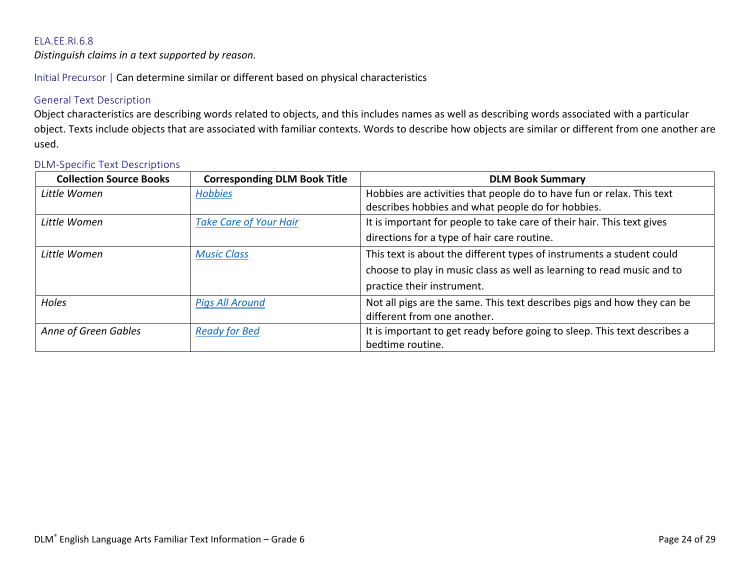ELA.EE.RI.6.8

*Distinguish claims in a text supported by reason.*

Initial Precursor | Can determine similar or different based on physical characteristics

### General Text Description

Object characteristics are describing words related to objects, and this includes names as well as describing words associated with a particular object. Texts include objects that are associated with familiar contexts. Words to describe how objects are similar or different from one another are used.

### DLM-Specific Text Descriptions

| Collection Source Books | Corresponding DLM Book Title | DLM Book Summary |
|---|---|---|
| *Little Women* | *Hobbies* | Hobbies are activities that people do to have fun or relax. This text describes hobbies and what people do for hobbies. |
| *Little Women* | *Take Care of Your Hair* | It is important for people to take care of their hair. This text gives directions for a type of hair care routine. |
| *Little Women* | *Music Class* | This text is about the different types of instruments a student could choose to play in music class as well as learning to read music and to practice their instrument. |
| *Holes* | *Pigs All Around* | Not all pigs are the same. This text describes pigs and how they can be different from one another. |
| *Anne of Green Gables* | *Ready for Bed* | It is important to get ready before going to sleep. This text describes a bedtime routine. |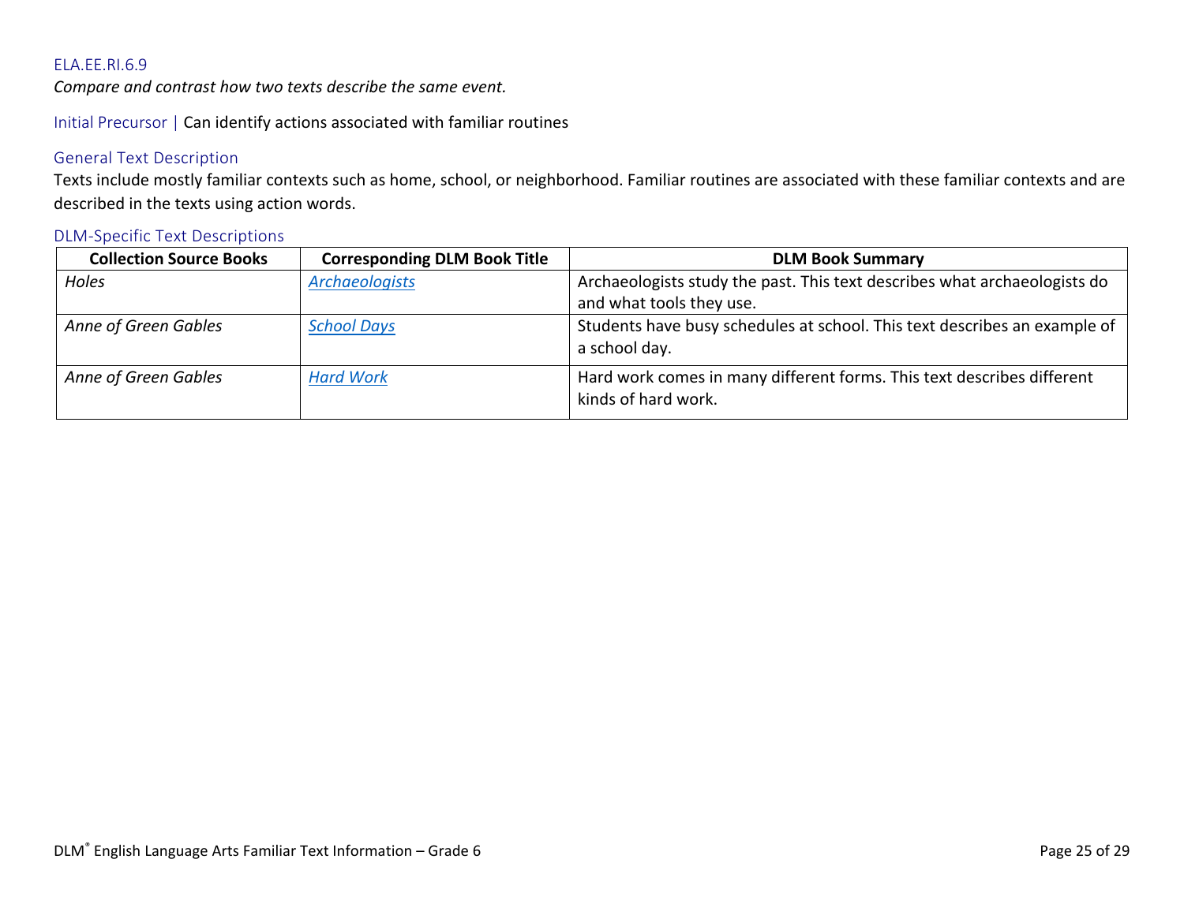ELA.EE.RI.6.9

*Compare and contrast how two texts describe the same event.*

Initial Precursor | Can identify actions associated with familiar routines

### General Text Description

Texts include mostly familiar contexts such as home, school, or neighborhood. Familiar routines are associated with these familiar contexts and are described in the texts using action words.

### DLM-Specific Text Descriptions

| Collection Source Books | Corresponding DLM Book Title | DLM Book Summary |
| --- | --- | --- |
| *Holes* | *Archaeologists* | Archaeologists study the past. This text describes what archaeologists do and what tools they use. |
| *Anne of Green Gables* | *School Days* | Students have busy schedules at school. This text describes an example of a school day. |
| *Anne of Green Gables* | *Hard Work* | Hard work comes in many different forms. This text describes different kinds of hard work. |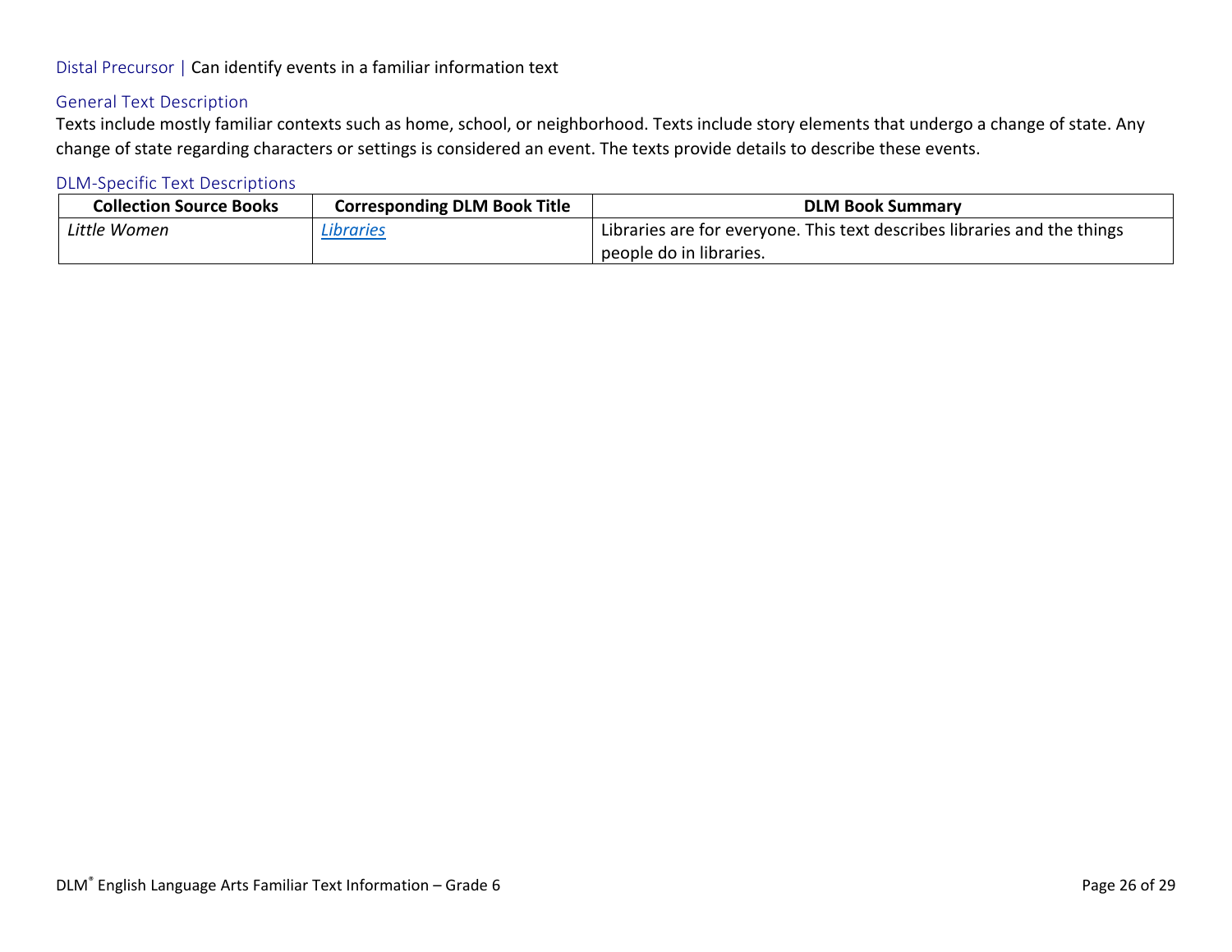Distal Precursor | Can identify events in a familiar information text

### General Text Description

Texts include mostly familiar contexts such as home, school, or neighborhood. Texts include story elements that undergo a change of state. Any change of state regarding characters or settings is considered an event. The texts provide details to describe these events.

### DLM-Specific Text Descriptions

| Collection Source Books | Corresponding DLM Book Title | DLM Book Summary |
| --- | --- | --- |
| *Little Women* | Libraries | Libraries are for everyone. This text describes libraries and the things people do in libraries. |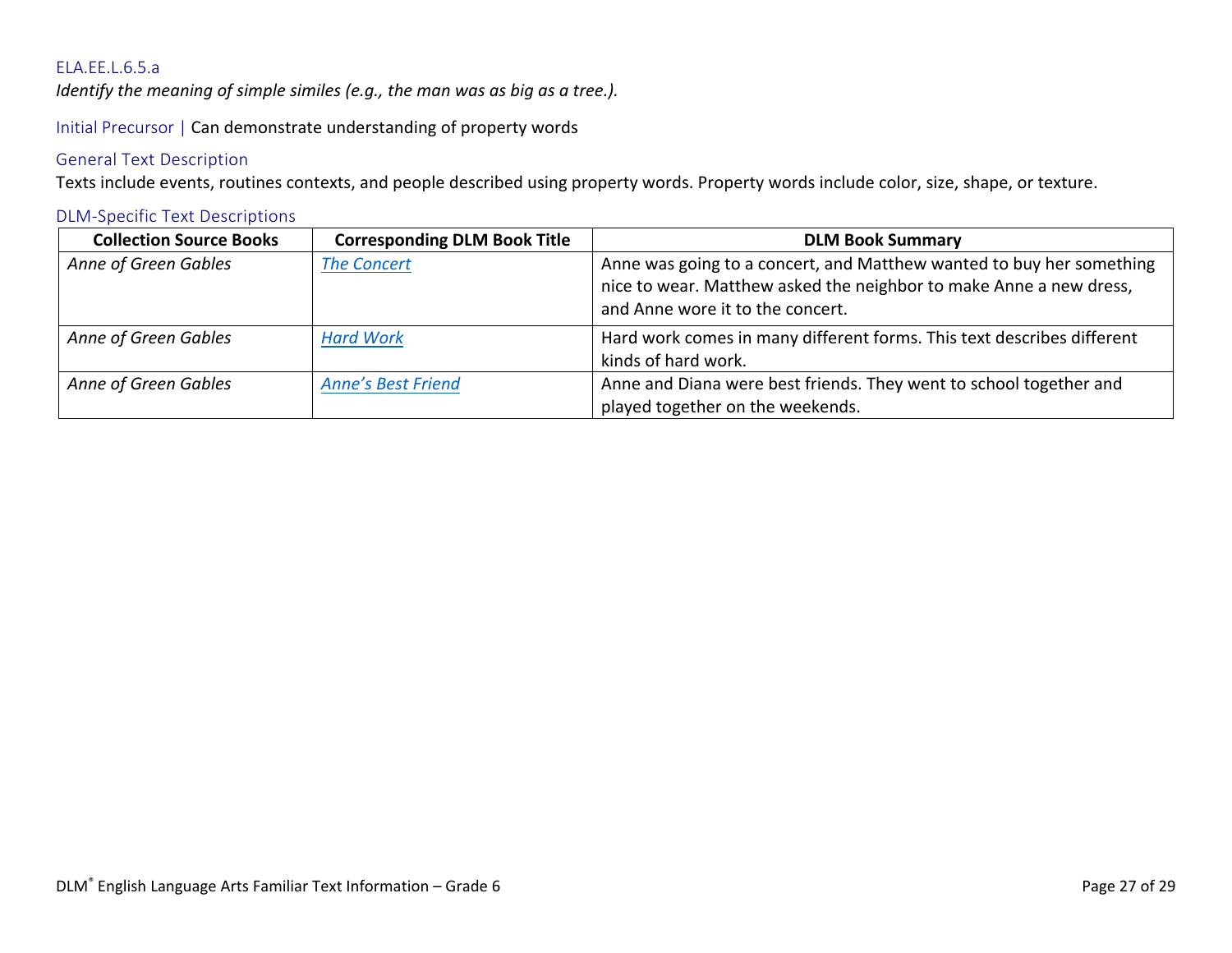### ELA.EE.L.6.5.a

*Identify the meaning of simple similes (e.g., the man was as big as a tree.).*

Initial Precursor | Can demonstrate understanding of property words

#### General Text Description

Texts include events, routines contexts, and people described using property words. Property words include color, size, shape, or texture.

#### DLM-Specific Text Descriptions

| Collection Source Books | Corresponding DLM Book Title | DLM Book Summary |
| --- | --- | --- |
| *Anne of Green Gables* | *The Concert* | Anne was going to a concert, and Matthew wanted to buy her something nice to wear. Matthew asked the neighbor to make Anne a new dress, and Anne wore it to the concert. |
| *Anne of Green Gables* | *Hard Work* | Hard work comes in many different forms. This text describes different kinds of hard work. |
| *Anne of Green Gables* | *Anne's Best Friend* | Anne and Diana were best friends. They went to school together and played together on the weekends. |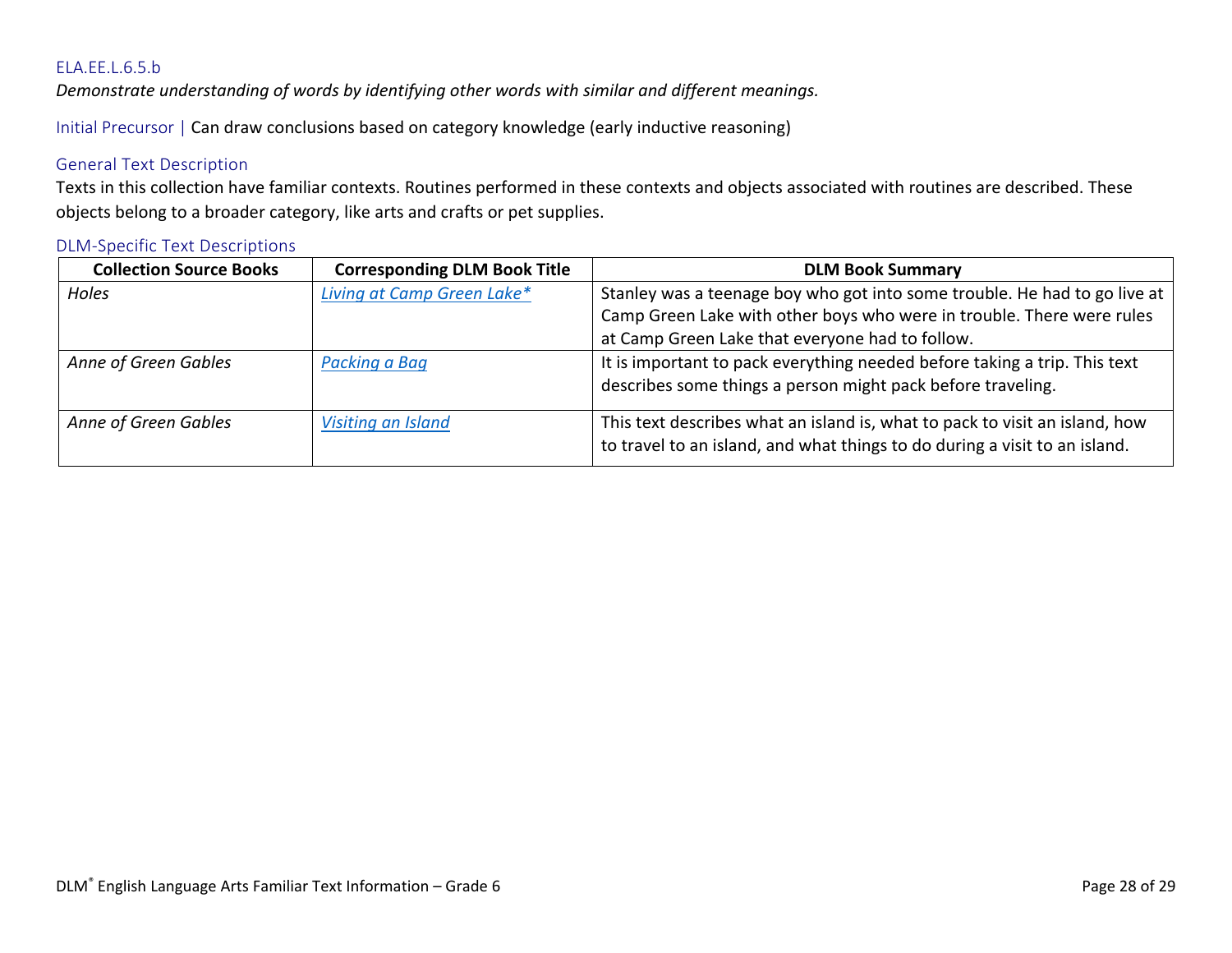### ELA.EE.L.6.5.b

*Demonstrate understanding of words by identifying other words with similar and different meanings.*

Initial Precursor | Can draw conclusions based on category knowledge (early inductive reasoning)

#### General Text Description

Texts in this collection have familiar contexts. Routines performed in these contexts and objects associated with routines are described. These objects belong to a broader category, like arts and crafts or pet supplies.

#### DLM-Specific Text Descriptions

| Collection Source Books | Corresponding DLM Book Title | DLM Book Summary |
|---|---|---|
| *Holes* | *Living at Camp Green Lake** | Stanley was a teenage boy who got into some trouble. He had to go live at Camp Green Lake with other boys who were in trouble. There were rules at Camp Green Lake that everyone had to follow. |
| *Anne of Green Gables* | *Packing a Bag* | It is important to pack everything needed before taking a trip. This text describes some things a person might pack before traveling. |
| *Anne of Green Gables* | *Visiting an Island* | This text describes what an island is, what to pack to visit an island, how to travel to an island, and what things to do during a visit to an island. |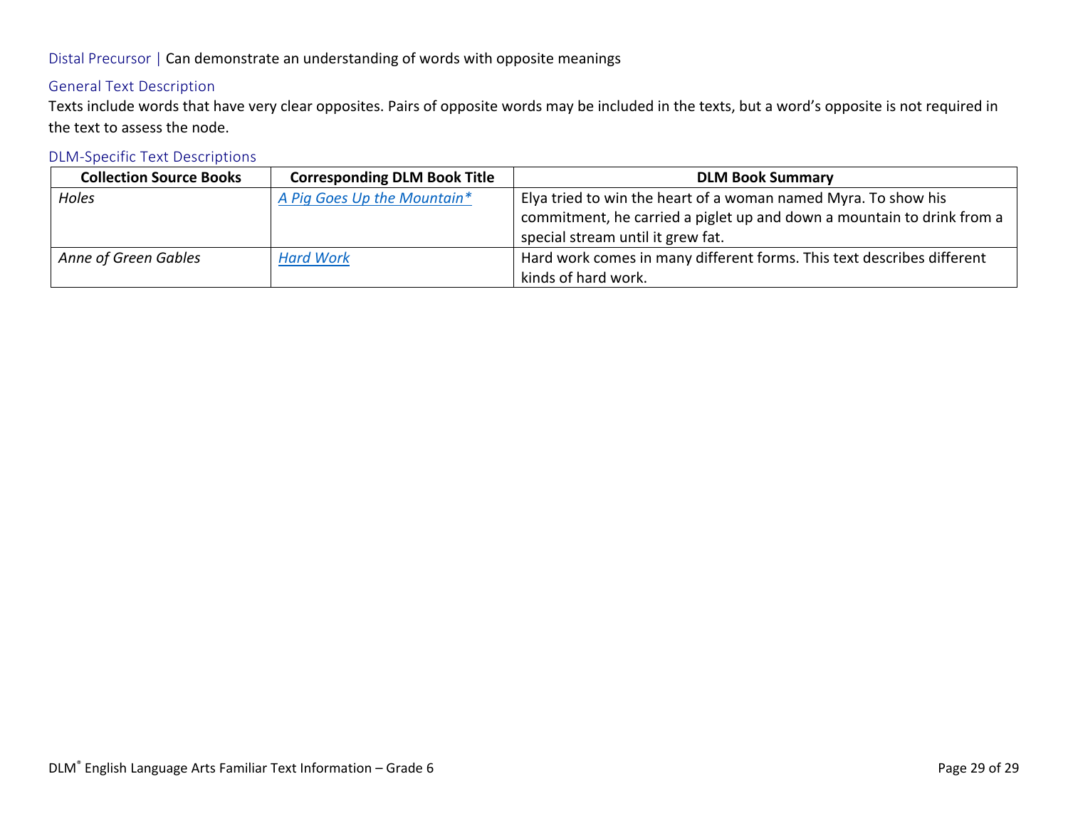Distal Precursor | Can demonstrate an understanding of words with opposite meanings

### General Text Description

Texts include words that have very clear opposites. Pairs of opposite words may be included in the texts, but a word's opposite is not required in the text to assess the node.

### DLM-Specific Text Descriptions

| Collection Source Books | Corresponding DLM Book Title | DLM Book Summary |
|---|---|---|
| *Holes* | *A Pig Goes Up the Mountain** | Elya tried to win the heart of a woman named Myra. To show his commitment, he carried a piglet up and down a mountain to drink from a special stream until it grew fat. |
| *Anne of Green Gables* | *Hard Work* | Hard work comes in many different forms. This text describes different kinds of hard work. |